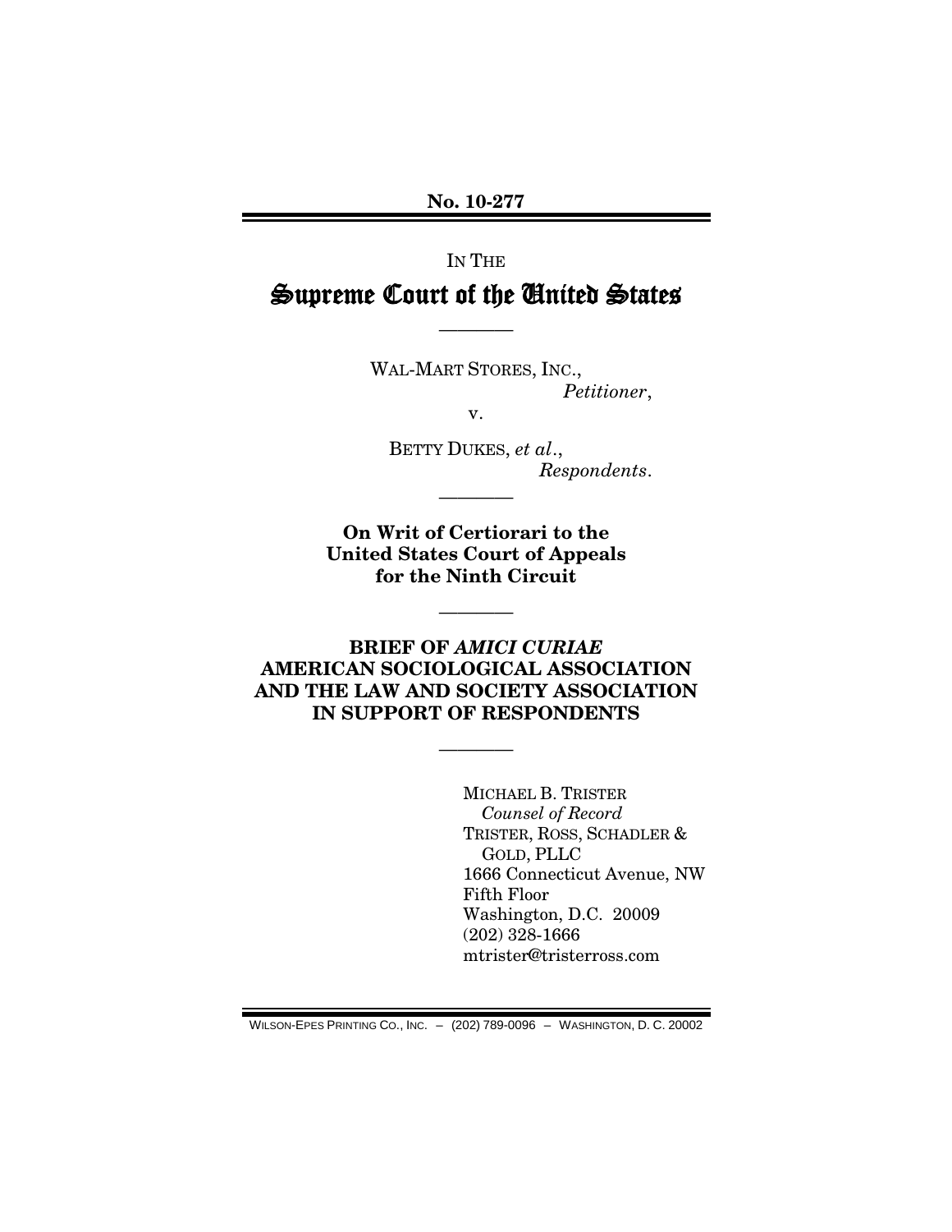No. 10-277

IN THE

# Supreme Court of the United States

---

WAL-MART STORES, INC.,
*Petitioner*,

v.

BETTY DUKES, *et al*.,
*Respondents*.

---

**On Writ of Certiorari to the United States Court of Appeals for the Ninth Circuit**

---

**BRIEF OF *AMICI CURIAE* AMERICAN SOCIOLOGICAL ASSOCIATION AND THE LAW AND SOCIETY ASSOCIATION IN SUPPORT OF RESPONDENTS**

---

MICHAEL B. TRISTER
*Counsel of Record*
TRISTER, ROSS, SCHADLER & GOLD, PLLC
1666 Connecticut Avenue, NW
Fifth Floor
Washington, D.C. 20009
(202) 328-1666
mtrister@tristerross.com

WILSON-EPES PRINTING CO., INC. – (202) 789-0096 – WASHINGTON, D. C. 20002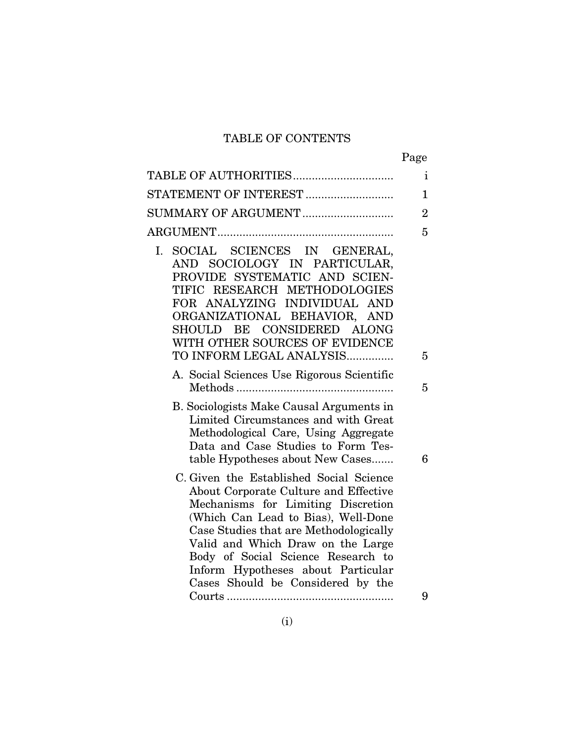# TABLE OF CONTENTS

| | Page |
|---|---|
| TABLE OF AUTHORITIES | i |
| STATEMENT OF INTEREST | 1 |
| SUMMARY OF ARGUMENT | 2 |
| ARGUMENT | 5 |
| I. SOCIAL SCIENCES IN GENERAL, AND SOCIOLOGY IN PARTICULAR, PROVIDE SYSTEMATIC AND SCIENTIFIC RESEARCH METHODOLOGIES FOR ANALYZING INDIVIDUAL AND ORGANIZATIONAL BEHAVIOR, AND SHOULD BE CONSIDERED ALONG WITH OTHER SOURCES OF EVIDENCE TO INFORM LEGAL ANALYSIS | 5 |
| A. Social Sciences Use Rigorous Scientific Methods | 5 |
| B. Sociologists Make Causal Arguments in Limited Circumstances and with Great Methodological Care, Using Aggregate Data and Case Studies to Form Testable Hypotheses about New Cases | 6 |
| C. Given the Established Social Science About Corporate Culture and Effective Mechanisms for Limiting Discretion (Which Can Lead to Bias), Well-Done Case Studies that are Methodologically Valid and Which Draw on the Large Body of Social Science Research to Inform Hypotheses about Particular Cases Should be Considered by the Courts | 9 |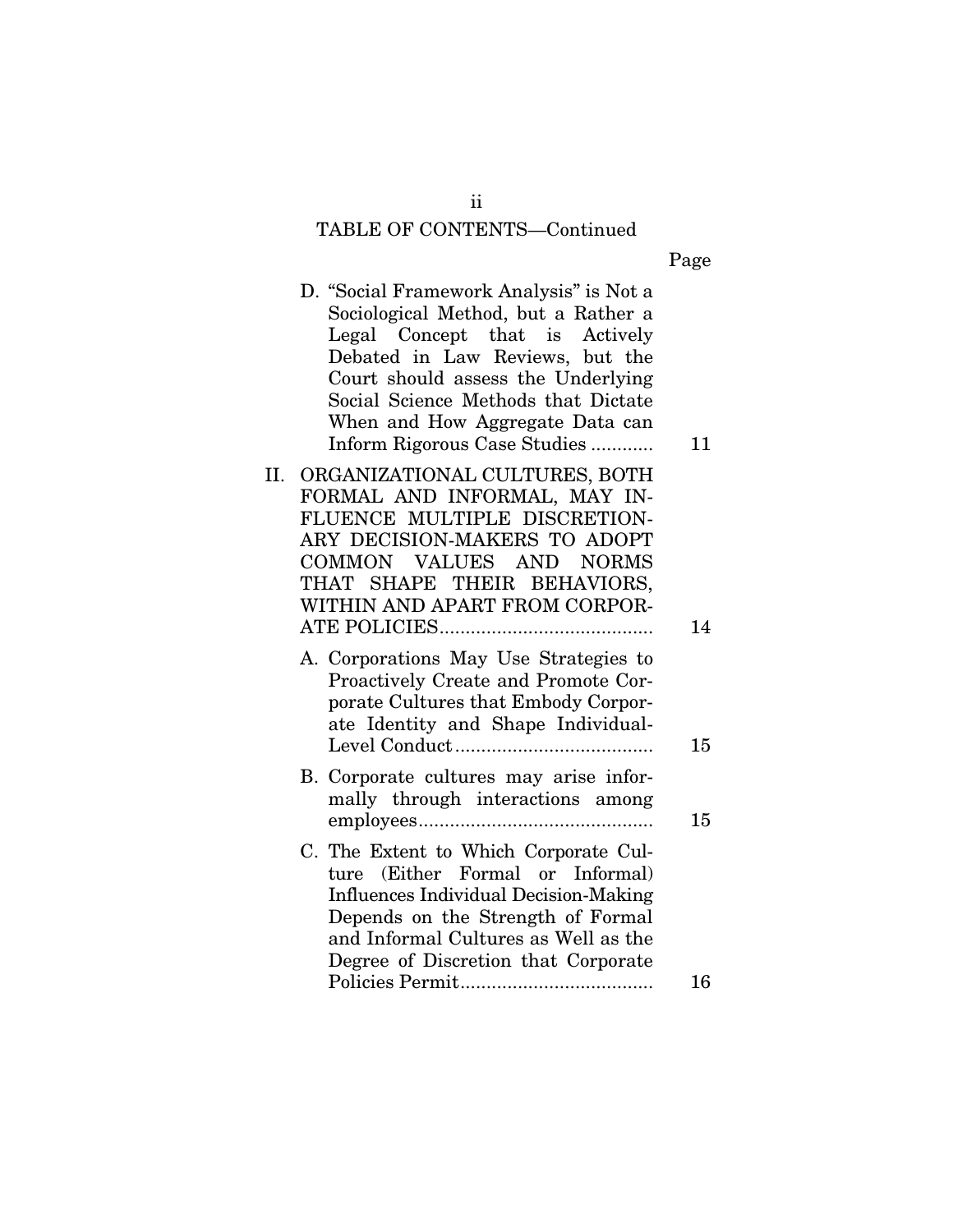TABLE OF CONTENTS—Continued

| | Page |
|---|---|
| D. "Social Framework Analysis" is Not a Sociological Method, but a Rather a Legal Concept that is Actively Debated in Law Reviews, but the Court should assess the Underlying Social Science Methods that Dictate When and How Aggregate Data can Inform Rigorous Case Studies | 11 |
| II. ORGANIZATIONAL CULTURES, BOTH FORMAL AND INFORMAL, MAY INFLUENCE MULTIPLE DISCRETIONARY DECISION-MAKERS TO ADOPT COMMON VALUES AND NORMS THAT SHAPE THEIR BEHAVIORS, WITHIN AND APART FROM CORPORATE POLICIES | 14 |
| A. Corporations May Use Strategies to Proactively Create and Promote Corporate Cultures that Embody Corporate Identity and Shape Individual-Level Conduct | 15 |
| B. Corporate cultures may arise informally through interactions among employees | 15 |
| C. The Extent to Which Corporate Culture (Either Formal or Informal) Influences Individual Decision-Making Depends on the Strength of Formal and Informal Cultures as Well as the Degree of Discretion that Corporate Policies Permit | 16 |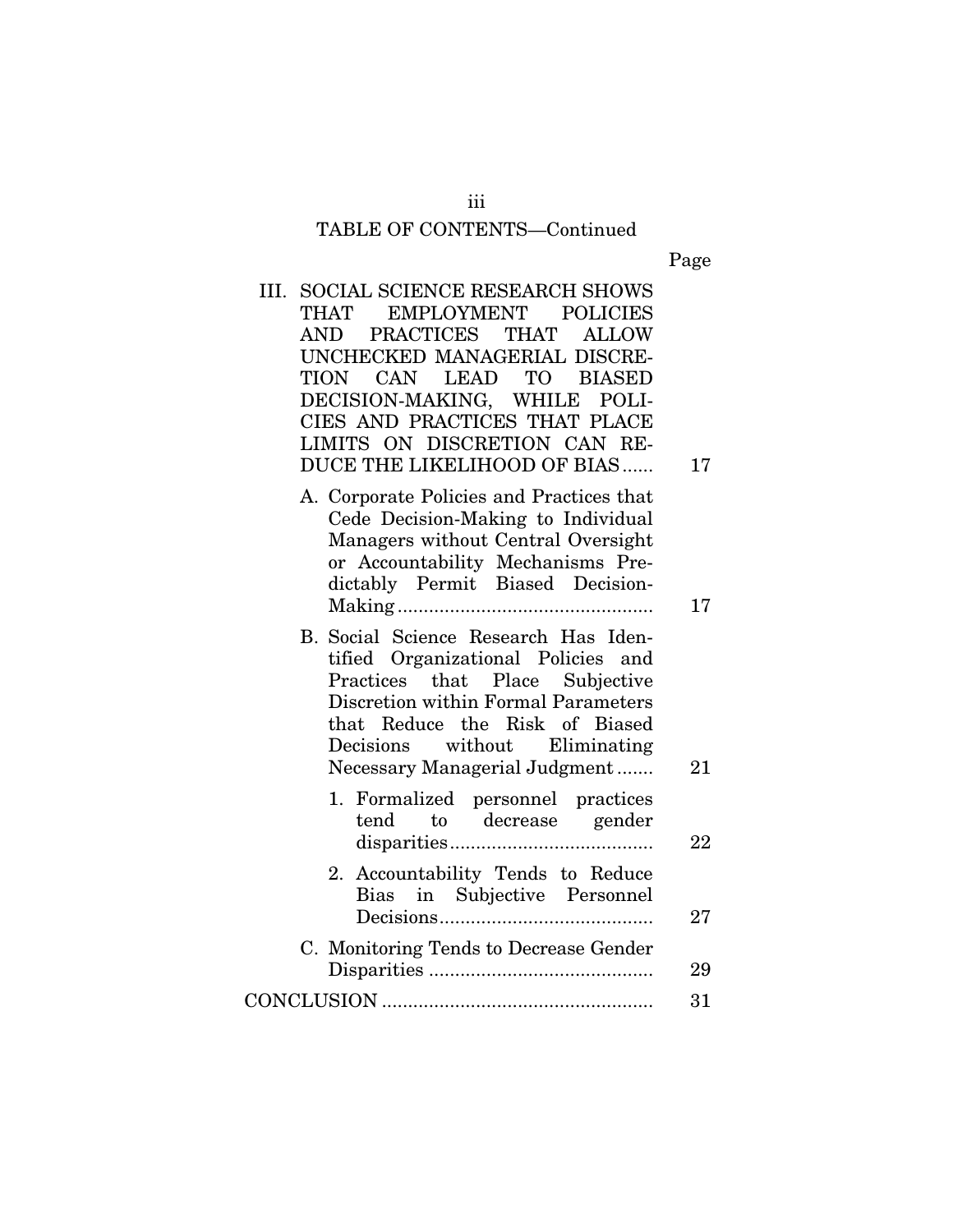TABLE OF CONTENTS—Continued

| | Page |
|---|---|
| III. SOCIAL SCIENCE RESEARCH SHOWS THAT EMPLOYMENT POLICIES AND PRACTICES THAT ALLOW UNCHECKED MANAGERIAL DISCRETION CAN LEAD TO BIASED DECISION-MAKING, WHILE POLICIES AND PRACTICES THAT PLACE LIMITS ON DISCRETION CAN REDUCE THE LIKELIHOOD OF BIAS | 17 |
| A. Corporate Policies and Practices that Cede Decision-Making to Individual Managers without Central Oversight or Accountability Mechanisms Predictably Permit Biased Decision-Making | 17 |
| B. Social Science Research Has Identified Organizational Policies and Practices that Place Subjective Discretion within Formal Parameters that Reduce the Risk of Biased Decisions without Eliminating Necessary Managerial Judgment | 21 |
| 1. Formalized personnel practices tend to decrease gender disparities | 22 |
| 2. Accountability Tends to Reduce Bias in Subjective Personnel Decisions | 27 |
| C. Monitoring Tends to Decrease Gender Disparities | 29 |
| CONCLUSION | 31 |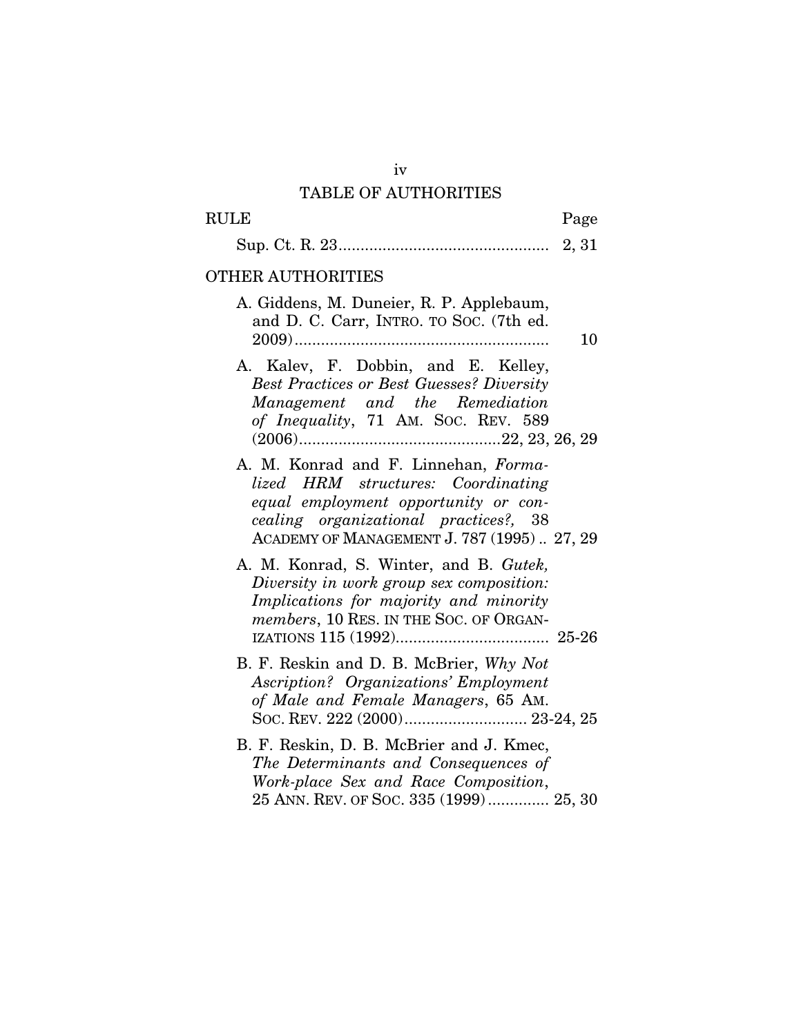## TABLE OF AUTHORITIES

**RULE** — Page

Sup. Ct. R. 23 ............................................... 2, 31

**OTHER AUTHORITIES**

A. Giddens, M. Duneier, R. P. Applebaum, and D. C. Carr, INTRO. TO SOC. (7th ed. 2009) .......................................................... 10

A. Kalev, F. Dobbin, and E. Kelley, *Best Practices or Best Guesses? Diversity Management and the Remediation of Inequality*, 71 AM. SOC. REV. 589 (2006) ............................................. 22, 23, 26, 29

A. M. Konrad and F. Linnehan, *Formalized HRM structures: Coordinating equal employment opportunity or concealing organizational practices?,* 38 ACADEMY OF MANAGEMENT J. 787 (1995) .. 27, 29

A. M. Konrad, S. Winter, and B. *Gutek, Diversity in work group sex composition: Implications for majority and minority members*, 10 RES. IN THE SOC. OF ORGANIZATIONS 115 (1992) ................................... 25-26

B. F. Reskin and D. B. McBrier, *Why Not Ascription? Organizations' Employment of Male and Female Managers*, 65 AM. SOC. REV. 222 (2000) ............................ 23-24, 25

B. F. Reskin, D. B. McBrier and J. Kmec, *The Determinants and Consequences of Work-place Sex and Race Composition*, 25 ANN. REV. OF SOC. 335 (1999) .............. 25, 30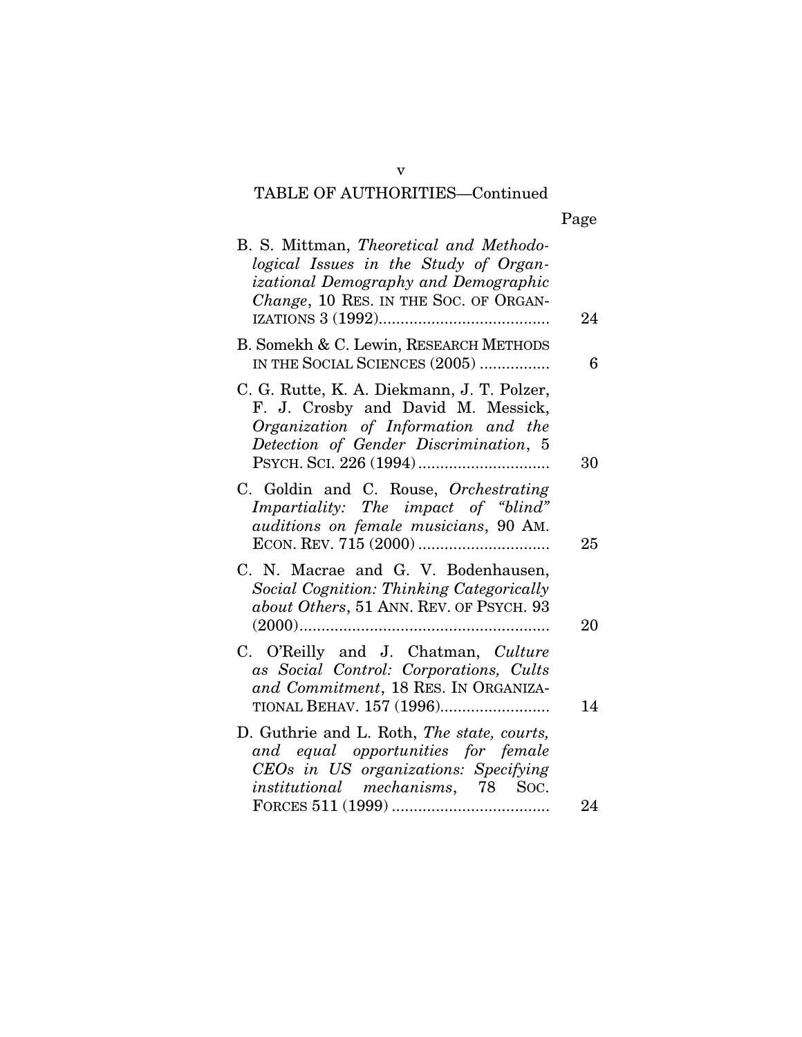TABLE OF AUTHORITIES—Continued

| | Page |
|---|---|
| B. S. Mittman, *Theoretical and Methodological Issues in the Study of Organizational Demography and Demographic Change*, 10 RES. IN THE SOC. OF ORGANIZATIONS 3 (1992) | 24 |
| B. Somekh & C. Lewin, RESEARCH METHODS IN THE SOCIAL SCIENCES (2005) | 6 |
| C. G. Rutte, K. A. Diekmann, J. T. Polzer, F. J. Crosby and David M. Messick, *Organization of Information and the Detection of Gender Discrimination*, 5 PSYCH. SCI. 226 (1994) | 30 |
| C. Goldin and C. Rouse, *Orchestrating Impartiality: The impact of "blind" auditions on female musicians*, 90 AM. ECON. REV. 715 (2000) | 25 |
| C. N. Macrae and G. V. Bodenhausen, *Social Cognition: Thinking Categorically about Others*, 51 ANN. REV. OF PSYCH. 93 (2000) | 20 |
| C. O'Reilly and J. Chatman, *Culture as Social Control: Corporations, Cults and Commitment*, 18 RES. IN ORGANIZATIONAL BEHAV. 157 (1996) | 14 |
| D. Guthrie and L. Roth, *The state, courts, and equal opportunities for female CEOs in US organizations: Specifying institutional mechanisms*, 78 SOC. FORCES 511 (1999) | 24 |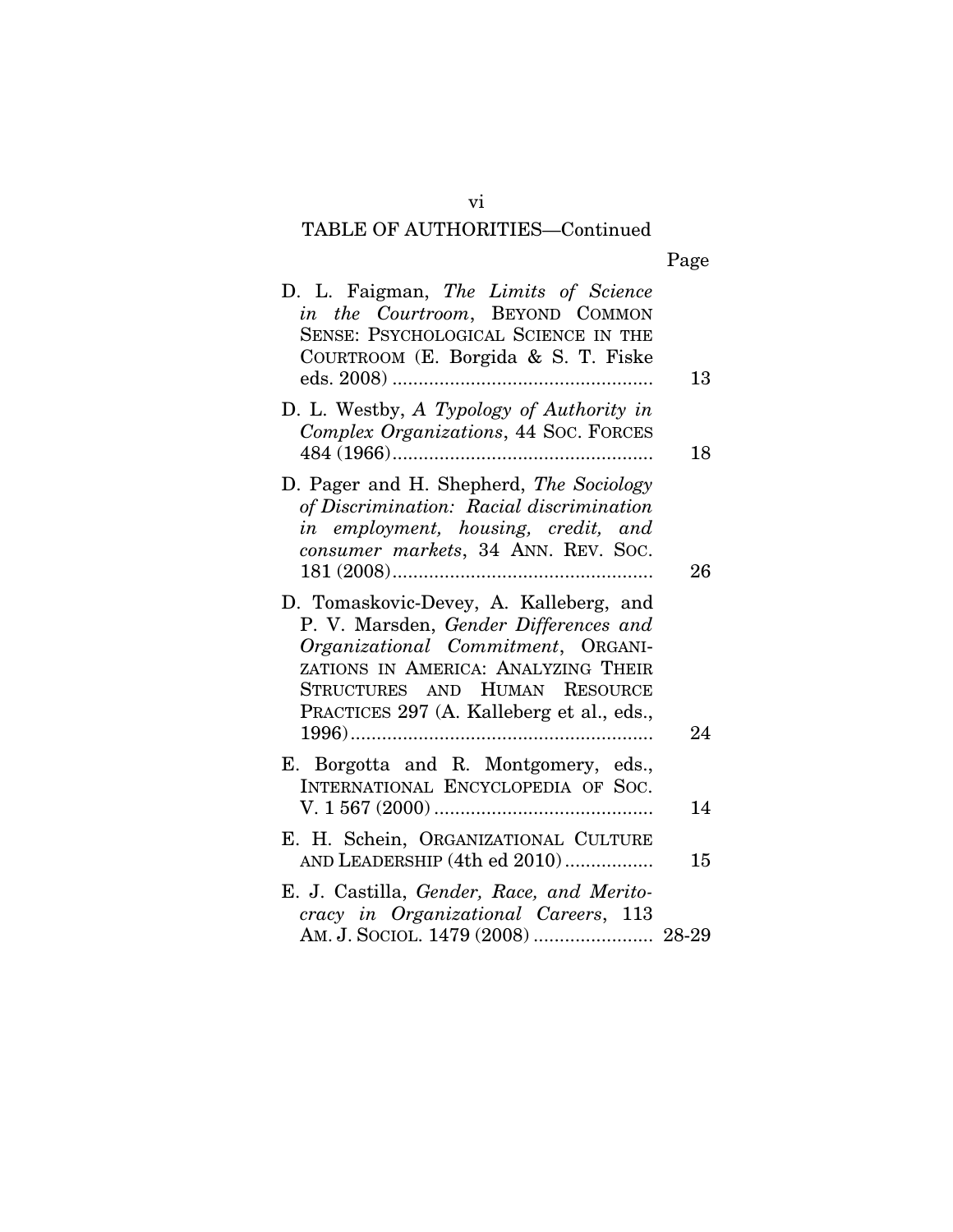TABLE OF AUTHORITIES—Continued

| | Page |
|---|---|
| D. L. Faigman, *The Limits of Science in the Courtroom*, BEYOND COMMON SENSE: PSYCHOLOGICAL SCIENCE IN THE COURTROOM (E. Borgida & S. T. Fiske eds. 2008) | 13 |
| D. L. Westby, *A Typology of Authority in Complex Organizations*, 44 SOC. FORCES 484 (1966) | 18 |
| D. Pager and H. Shepherd, *The Sociology of Discrimination: Racial discrimination in employment, housing, credit, and consumer markets*, 34 ANN. REV. SOC. 181 (2008) | 26 |
| D. Tomaskovic-Devey, A. Kalleberg, and P. V. Marsden, *Gender Differences and Organizational Commitment*, ORGANIZATIONS IN AMERICA: ANALYZING THEIR STRUCTURES AND HUMAN RESOURCE PRACTICES 297 (A. Kalleberg et al., eds., 1996) | 24 |
| E. Borgotta and R. Montgomery, eds., INTERNATIONAL ENCYCLOPEDIA OF SOC. V. 1 567 (2000) | 14 |
| E. H. Schein, ORGANIZATIONAL CULTURE AND LEADERSHIP (4th ed 2010) | 15 |
| E. J. Castilla, *Gender, Race, and Meritocracy in Organizational Careers*, 113 AM. J. SOCIOL. 1479 (2008) | 28-29 |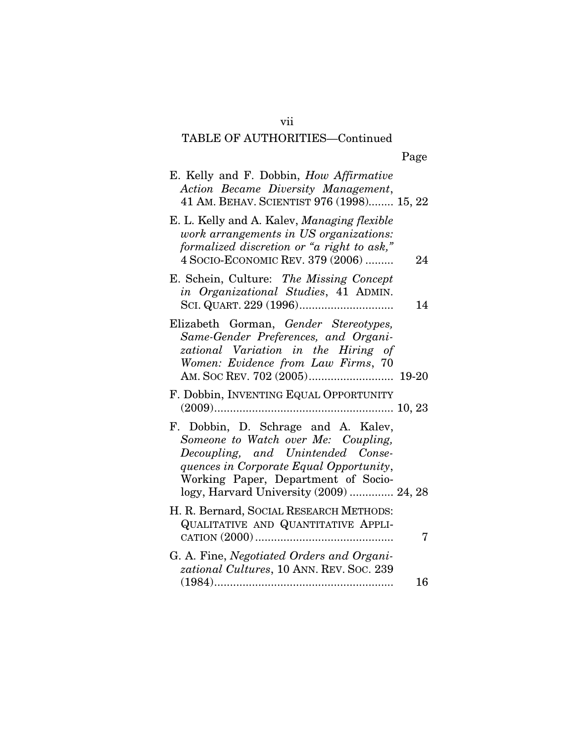## TABLE OF AUTHORITIES—Continued

Page

E. Kelly and F. Dobbin, *How Affirmative Action Became Diversity Management*, 41 AM. BEHAV. SCIENTIST 976 (1998)........ 15, 22

E. L. Kelly and A. Kalev, *Managing flexible work arrangements in US organizations: formalized discretion or "a right to ask,"* 4 SOCIO-ECONOMIC REV. 379 (2006) ......... 24

E. Schein, Culture: *The Missing Concept in Organizational Studies*, 41 ADMIN. SCI. QUART. 229 (1996)............................. 14

Elizabeth Gorman, *Gender Stereotypes, Same-Gender Preferences, and Organizational Variation in the Hiring of Women: Evidence from Law Firms*, 70 AM. SOC REV. 702 (2005).......................... 19-20

F. Dobbin, INVENTING EQUAL OPPORTUNITY (2009)......................................................... 10, 23

F. Dobbin, D. Schrage and A. Kalev, *Someone to Watch over Me: Coupling, Decoupling, and Unintended Consequences in Corporate Equal Opportunity*, Working Paper, Department of Sociology, Harvard University (2009) ............. 24, 28

H. R. Bernard, SOCIAL RESEARCH METHODS: QUALITATIVE AND QUANTITATIVE APPLICATION (2000) ........................................... 7

G. A. Fine, *Negotiated Orders and Organizational Cultures*, 10 ANN. REV. SOC. 239 (1984)......................................................... 16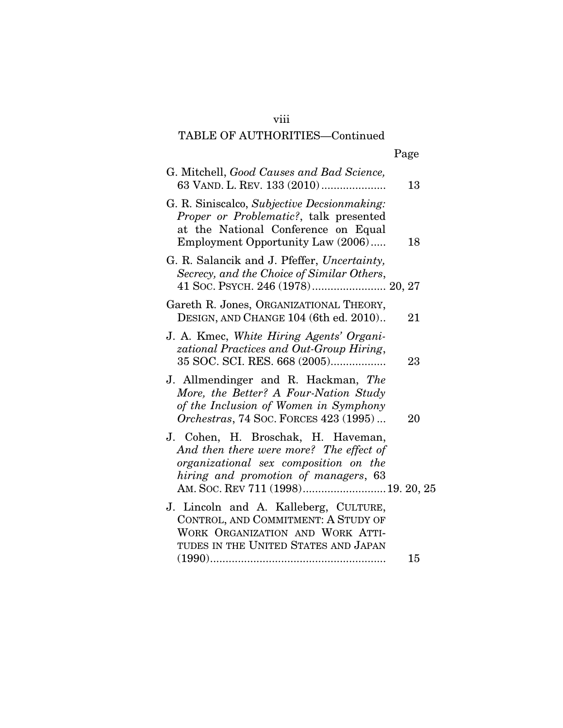TABLE OF AUTHORITIES—Continued

| | Page |
|---|---|
| G. Mitchell, *Good Causes and Bad Science*, 63 VAND. L. REV. 133 (2010) | 13 |
| G. R. Siniscalco, *Subjective Decsionmaking: Proper or Problematic?*, talk presented at the National Conference on Equal Employment Opportunity Law (2006) | 18 |
| G. R. Salancik and J. Pfeffer, *Uncertainty, Secrecy, and the Choice of Similar Others*, 41 SOC. PSYCH. 246 (1978) | 20, 27 |
| Gareth R. Jones, ORGANIZATIONAL THEORY, DESIGN, AND CHANGE 104 (6th ed. 2010) | 21 |
| J. A. Kmec, *White Hiring Agents' Organizational Practices and Out-Group Hiring*, 35 SOC. SCI. RES. 668 (2005) | 23 |
| J. Allmendinger and R. Hackman, *The More, the Better? A Four-Nation Study of the Inclusion of Women in Symphony Orchestras*, 74 SOC. FORCES 423 (1995) | 20 |
| J. Cohen, H. Broschak, H. Haveman, *And then there were more? The effect of organizational sex composition on the hiring and promotion of managers*, 63 AM. SOC. REV 711 (1998) | 19. 20, 25 |
| J. Lincoln and A. Kalleberg, CULTURE, CONTROL, AND COMMITMENT: A STUDY OF WORK ORGANIZATION AND WORK ATTITUDES IN THE UNITED STATES AND JAPAN (1990) | 15 |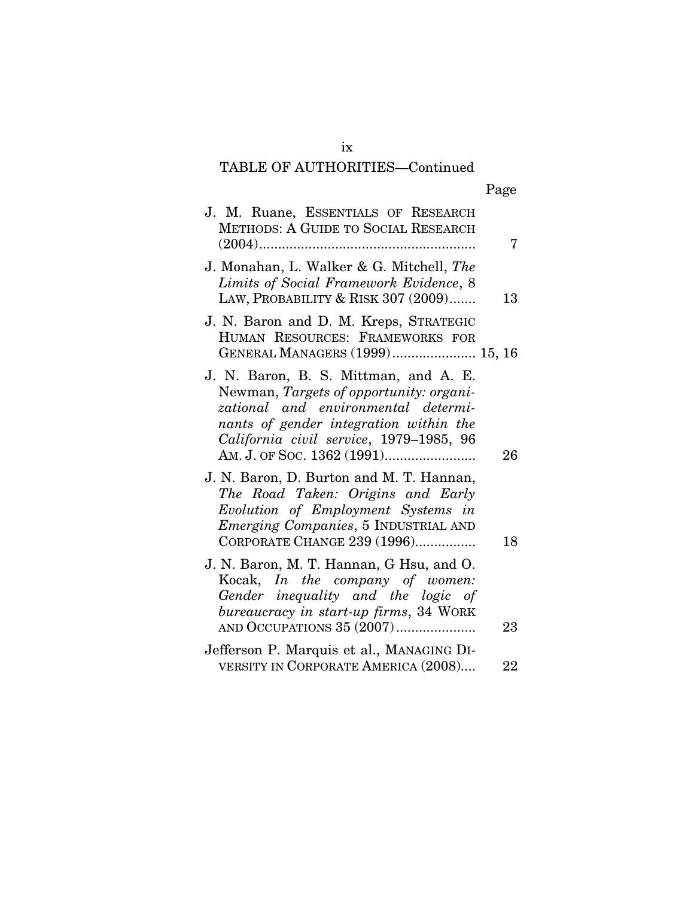## TABLE OF AUTHORITIES—Continued

| | Page |
|---|---|
| J. M. Ruane, ESSENTIALS OF RESEARCH METHODS: A GUIDE TO SOCIAL RESEARCH (2004) | 7 |
| J. Monahan, L. Walker & G. Mitchell, *The Limits of Social Framework Evidence*, 8 LAW, PROBABILITY & RISK 307 (2009) | 13 |
| J. N. Baron and D. M. Kreps, STRATEGIC HUMAN RESOURCES: FRAMEWORKS FOR GENERAL MANAGERS (1999) | 15, 16 |
| J. N. Baron, B. S. Mittman, and A. E. Newman, *Targets of opportunity: organizational and environmental determinants of gender integration within the California civil service*, 1979–1985, 96 AM. J. OF SOC. 1362 (1991) | 26 |
| J. N. Baron, D. Burton and M. T. Hannan, *The Road Taken: Origins and Early Evolution of Employment Systems in Emerging Companies*, 5 INDUSTRIAL AND CORPORATE CHANGE 239 (1996) | 18 |
| J. N. Baron, M. T. Hannan, G Hsu, and O. Kocak, *In the company of women: Gender inequality and the logic of bureaucracy in start-up firms*, 34 WORK AND OCCUPATIONS 35 (2007) | 23 |
| Jefferson P. Marquis et al., MANAGING DIVERSITY IN CORPORATE AMERICA (2008) | 22 |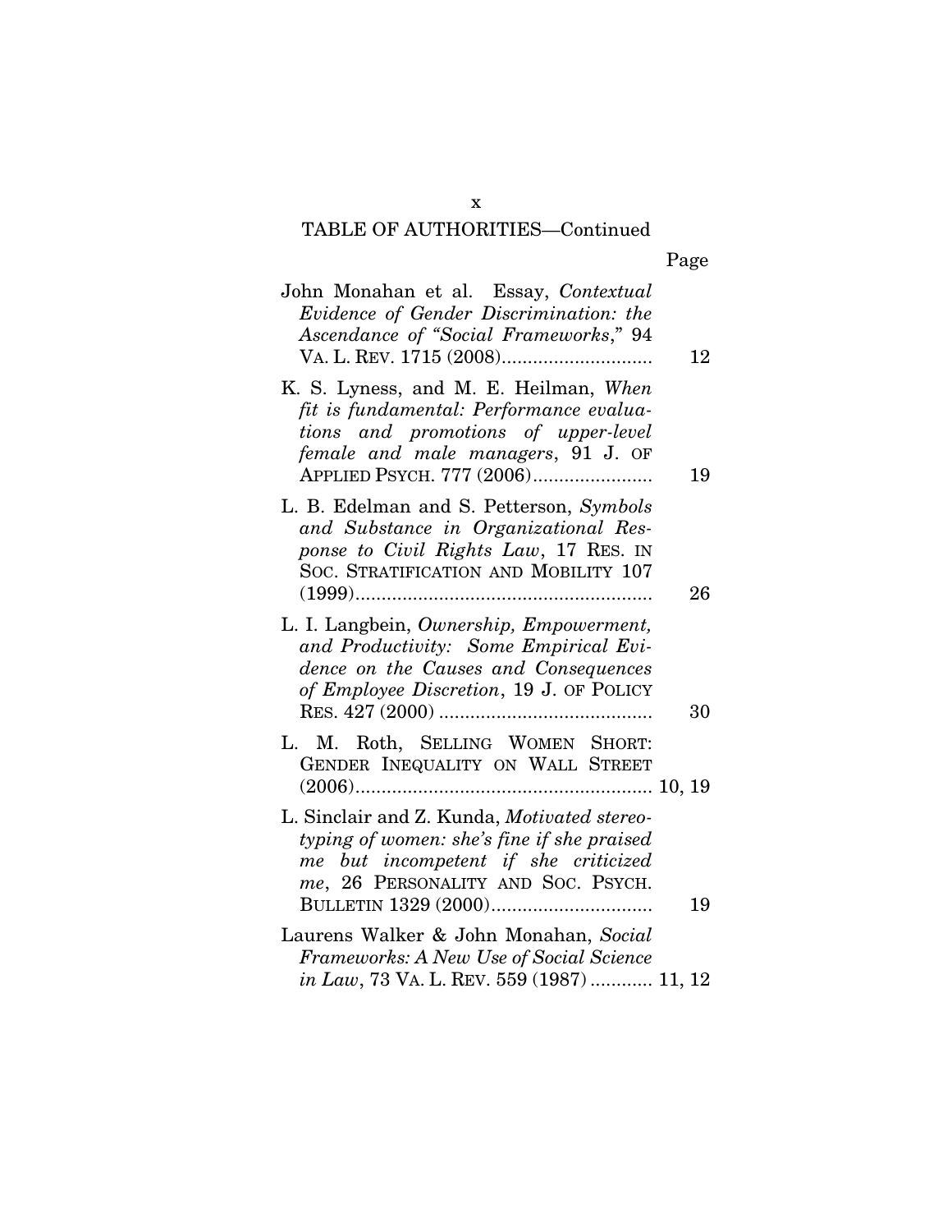TABLE OF AUTHORITIES—Continued

Page

John Monahan et al. Essay, *Contextual Evidence of Gender Discrimination: the Ascendance of "Social Frameworks,"* 94 VA. L. REV. 1715 (2008)............................ 12

K. S. Lyness, and M. E. Heilman, *When fit is fundamental: Performance evaluations and promotions of upper-level female and male managers*, 91 J. OF APPLIED PSYCH. 777 (2006)....................... 19

L. B. Edelman and S. Petterson, *Symbols and Substance in Organizational Response to Civil Rights Law*, 17 RES. IN SOC. STRATIFICATION AND MOBILITY 107 (1999)......................................................... 26

L. I. Langbein, *Ownership, Empowerment, and Productivity: Some Empirical Evidence on the Causes and Consequences of Employee Discretion*, 19 J. OF POLICY RES. 427 (2000) ......................................... 30

L. M. Roth, SELLING WOMEN SHORT: GENDER INEQUALITY ON WALL STREET (2006)......................................................... 10, 19

L. Sinclair and Z. Kunda, *Motivated stereotyping of women: she's fine if she praised me but incompetent if she criticized me*, 26 PERSONALITY AND SOC. PSYCH. BULLETIN 1329 (2000)............................... 19

Laurens Walker & John Monahan, *Social Frameworks: A New Use of Social Science in Law*, 73 VA. L. REV. 559 (1987) ............ 11, 12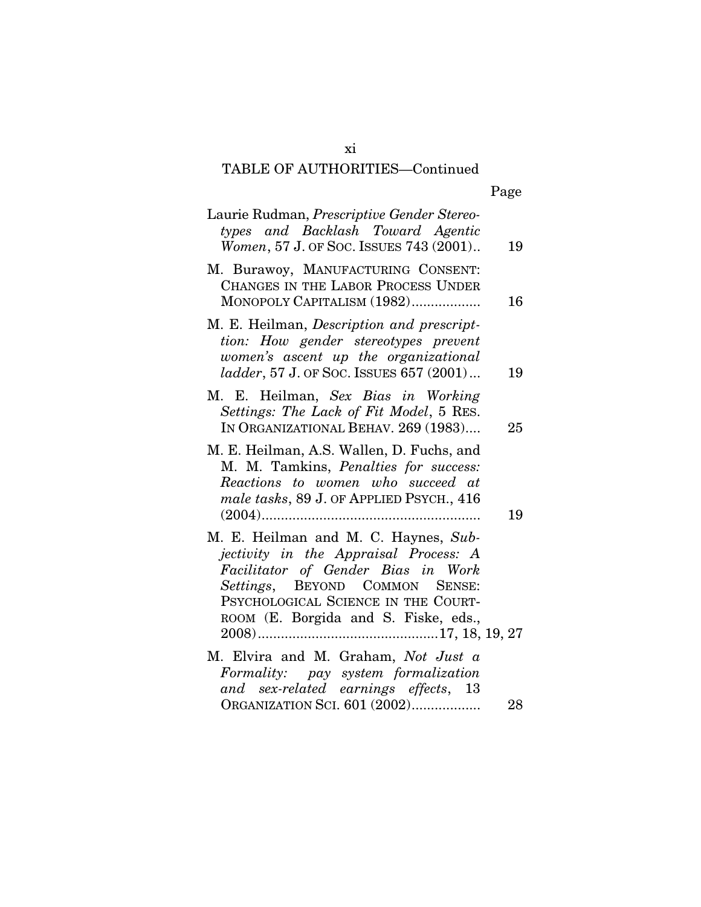TABLE OF AUTHORITIES—Continued

| | Page |
|---|---|
| Laurie Rudman, *Prescriptive Gender Stereotypes and Backlash Toward Agentic Women*, 57 J. OF SOC. ISSUES 743 (2001).. | 19 |
| M. Burawoy, MANUFACTURING CONSENT: CHANGES IN THE LABOR PROCESS UNDER MONOPOLY CAPITALISM (1982).................. | 16 |
| M. E. Heilman, *Description and prescripttion: How gender stereotypes prevent women's ascent up the organizational ladder*, 57 J. OF SOC. ISSUES 657 (2001)... | 19 |
| M. E. Heilman, *Sex Bias in Working Settings: The Lack of Fit Model*, 5 RES. IN ORGANIZATIONAL BEHAV. 269 (1983).... | 25 |
| M. E. Heilman, A.S. Wallen, D. Fuchs, and M. M. Tamkins, *Penalties for success: Reactions to women who succeed at male tasks*, 89 J. OF APPLIED PSYCH., 416 (2004)......................................................... | 19 |
| M. E. Heilman and M. C. Haynes, *Subjectivity in the Appraisal Process: A Facilitator of Gender Bias in Work Settings*, BEYOND COMMON SENSE: PSYCHOLOGICAL SCIENCE IN THE COURTROOM (E. Borgida and S. Fiske, eds., 2008)............................................... | 17, 18, 19, 27 |
| M. Elvira and M. Graham, *Not Just a Formality: pay system formalization and sex-related earnings effects*, 13 ORGANIZATION SCI. 601 (2002).................. | 28 |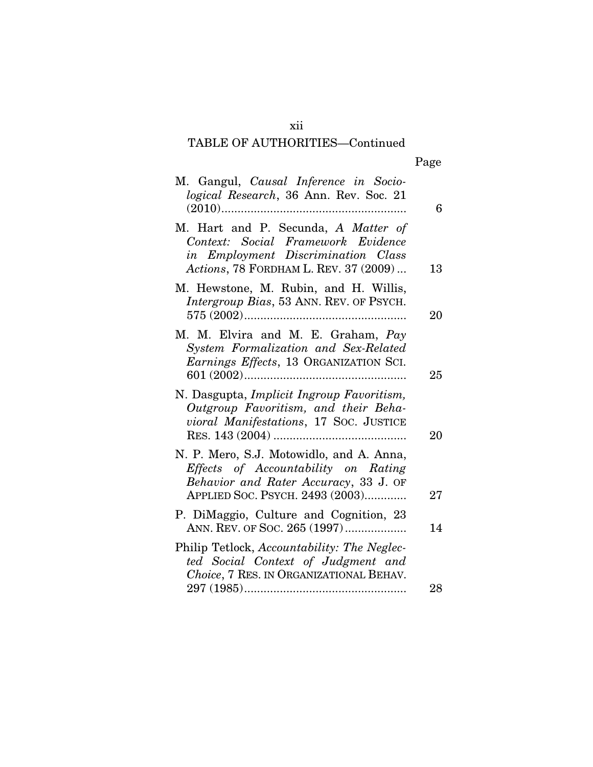TABLE OF AUTHORITIES—Continued

| | Page |
|---|---|
| M. Gangul, *Causal Inference in Sociological Research*, 36 Ann. Rev. Soc. 21 (2010) | 6 |
| M. Hart and P. Secunda, *A Matter of Context: Social Framework Evidence in Employment Discrimination Class Actions*, 78 FORDHAM L. REV. 37 (2009) | 13 |
| M. Hewstone, M. Rubin, and H. Willis, *Intergroup Bias*, 53 ANN. REV. OF PSYCH. 575 (2002) | 20 |
| M. M. Elvira and M. E. Graham, *Pay System Formalization and Sex-Related Earnings Effects*, 13 ORGANIZATION SCI. 601 (2002) | 25 |
| N. Dasgupta, *Implicit Ingroup Favoritism, Outgroup Favoritism, and their Behavioral Manifestations*, 17 SOC. JUSTICE RES. 143 (2004) | 20 |
| N. P. Mero, S.J. Motowidlo, and A. Anna, *Effects of Accountability on Rating Behavior and Rater Accuracy*, 33 J. OF APPLIED SOC. PSYCH. 2493 (2003) | 27 |
| P. DiMaggio, Culture and Cognition, 23 ANN. REV. OF SOC. 265 (1997) | 14 |
| Philip Tetlock, *Accountability: The Neglected Social Context of Judgment and Choice*, 7 RES. IN ORGANIZATIONAL BEHAV. 297 (1985) | 28 |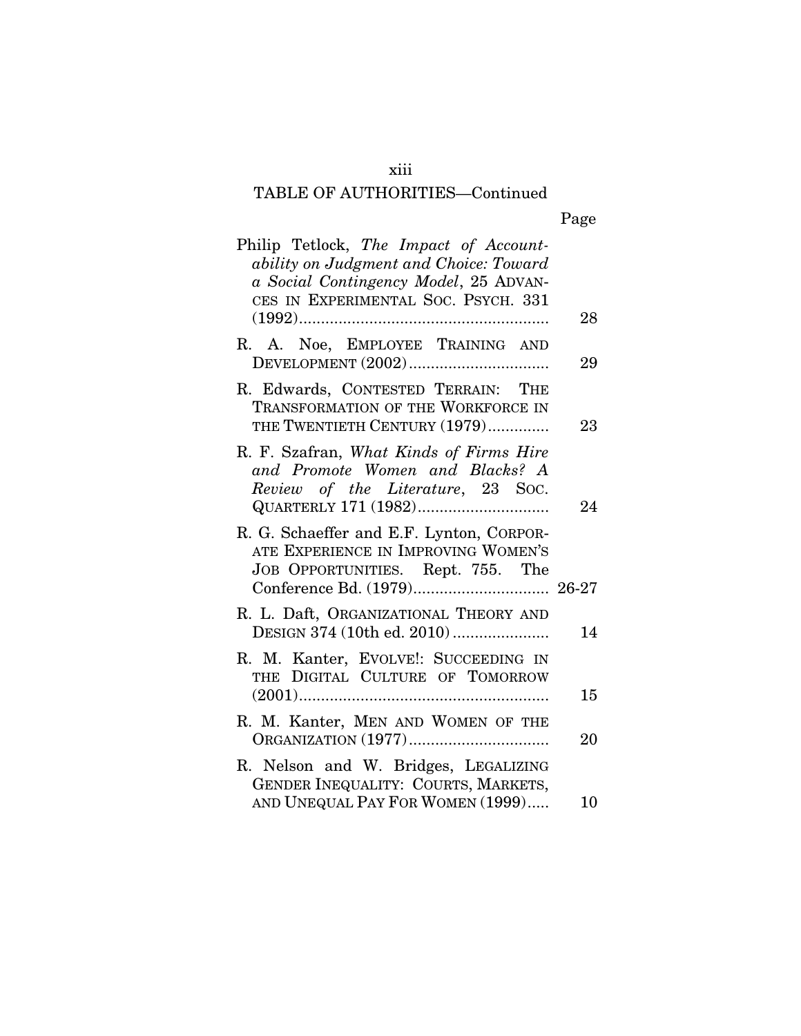## TABLE OF AUTHORITIES—Continued

| | Page |
|---|---|
| Philip Tetlock, *The Impact of Accountability on Judgment and Choice: Toward a Social Contingency Model*, 25 ADVANCES IN EXPERIMENTAL SOC. PSYCH. 331 (1992) | 28 |
| R. A. Noe, EMPLOYEE TRAINING AND DEVELOPMENT (2002) | 29 |
| R. Edwards, CONTESTED TERRAIN: THE TRANSFORMATION OF THE WORKFORCE IN THE TWENTIETH CENTURY (1979) | 23 |
| R. F. Szafran, *What Kinds of Firms Hire and Promote Women and Blacks? A Review of the Literature*, 23 SOC. QUARTERLY 171 (1982) | 24 |
| R. G. Schaeffer and E.F. Lynton, CORPORATE EXPERIENCE IN IMPROVING WOMEN'S JOB OPPORTUNITIES. Rept. 755. The Conference Bd. (1979) | 26-27 |
| R. L. Daft, ORGANIZATIONAL THEORY AND DESIGN 374 (10th ed. 2010) | 14 |
| R. M. Kanter, EVOLVE!: SUCCEEDING IN THE DIGITAL CULTURE OF TOMORROW (2001) | 15 |
| R. M. Kanter, MEN AND WOMEN OF THE ORGANIZATION (1977) | 20 |
| R. Nelson and W. Bridges, LEGALIZING GENDER INEQUALITY: COURTS, MARKETS, AND UNEQUAL PAY FOR WOMEN (1999) | 10 |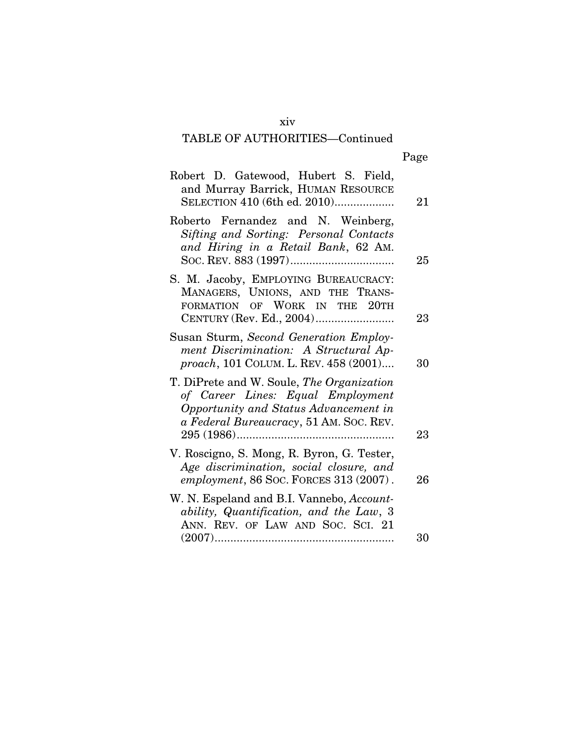TABLE OF AUTHORITIES—Continued

| | Page |
|---|---|
| Robert D. Gatewood, Hubert S. Field, and Murray Barrick, HUMAN RESOURCE SELECTION 410 (6th ed. 2010) | 21 |
| Roberto Fernandez and N. Weinberg, *Sifting and Sorting: Personal Contacts and Hiring in a Retail Bank*, 62 AM. SOC. REV. 883 (1997) | 25 |
| S. M. Jacoby, EMPLOYING BUREAUCRACY: MANAGERS, UNIONS, AND THE TRANSFORMATION OF WORK IN THE 20TH CENTURY (Rev. Ed., 2004) | 23 |
| Susan Sturm, *Second Generation Employment Discrimination: A Structural Approach*, 101 COLUM. L. REV. 458 (2001) | 30 |
| T. DiPrete and W. Soule, *The Organization of Career Lines: Equal Employment Opportunity and Status Advancement in a Federal Bureaucracy*, 51 AM. SOC. REV. 295 (1986) | 23 |
| V. Roscigno, S. Mong, R. Byron, G. Tester, *Age discrimination, social closure, and employment*, 86 SOC. FORCES 313 (2007) | 26 |
| W. N. Espeland and B.I. Vannebo, *Accountability, Quantification, and the Law*, 3 ANN. REV. OF LAW AND SOC. SCI. 21 (2007) | 30 |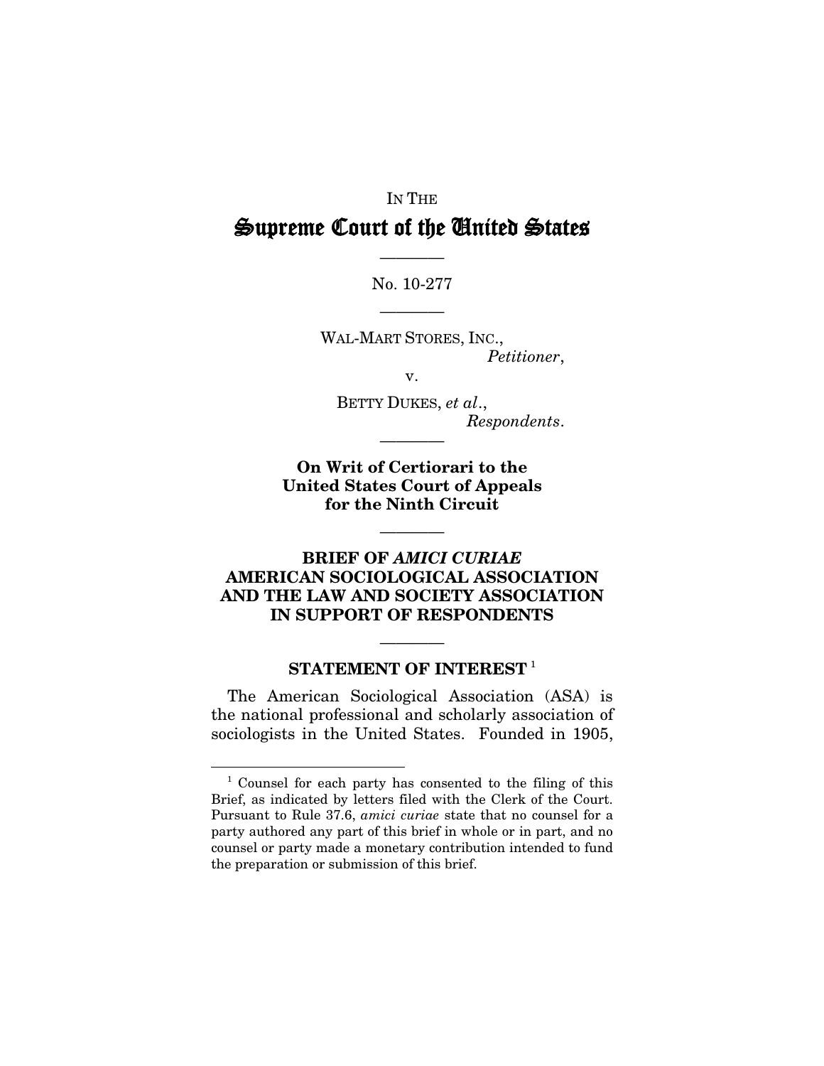IN THE

# Supreme Court of the United States

---

No. 10-277

---

WAL-MART STORES, INC.,
*Petitioner*,

v.

BETTY DUKES, *et al*.,
*Respondents*.

---

**On Writ of Certiorari to the United States Court of Appeals for the Ninth Circuit**

---

**BRIEF OF *AMICI CURIAE* AMERICAN SOCIOLOGICAL ASSOCIATION AND THE LAW AND SOCIETY ASSOCIATION IN SUPPORT OF RESPONDENTS**

---

## STATEMENT OF INTEREST [1]

The American Sociological Association (ASA) is the national professional and scholarly association of sociologists in the United States. Founded in 1905,

---

[1] Counsel for each party has consented to the filing of this Brief, as indicated by letters filed with the Clerk of the Court. Pursuant to Rule 37.6, *amici curiae* state that no counsel for a party authored any part of this brief in whole or in part, and no counsel or party made a monetary contribution intended to fund the preparation or submission of this brief.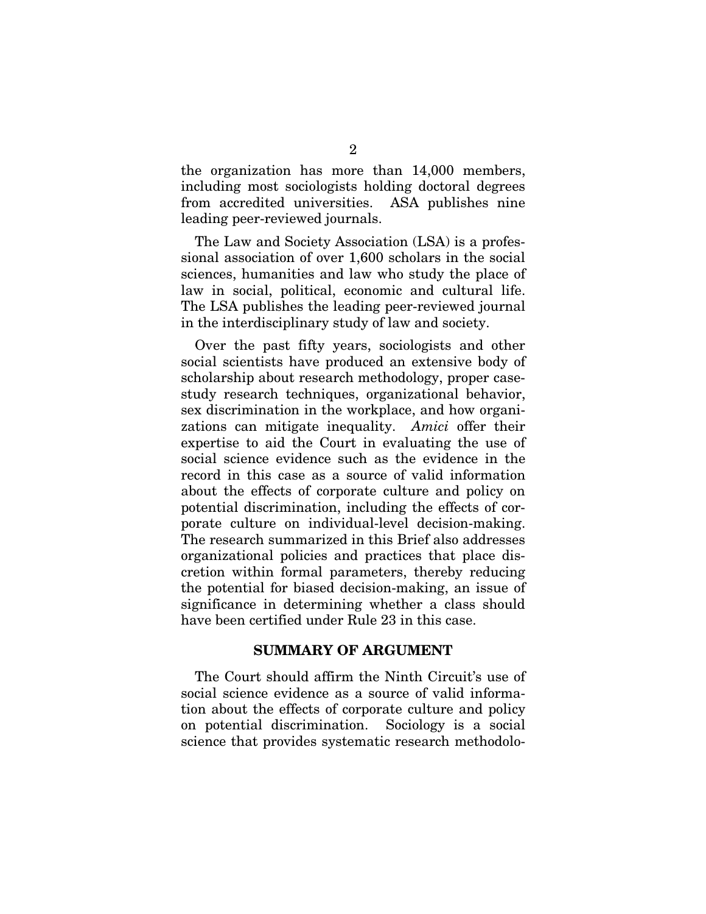the organization has more than 14,000 members, including most sociologists holding doctoral degrees from accredited universities. ASA publishes nine leading peer-reviewed journals.

The Law and Society Association (LSA) is a professional association of over 1,600 scholars in the social sciences, humanities and law who study the place of law in social, political, economic and cultural life. The LSA publishes the leading peer-reviewed journal in the interdisciplinary study of law and society.

Over the past fifty years, sociologists and other social scientists have produced an extensive body of scholarship about research methodology, proper case-study research techniques, organizational behavior, sex discrimination in the workplace, and how organizations can mitigate inequality. *Amici* offer their expertise to aid the Court in evaluating the use of social science evidence such as the evidence in the record in this case as a source of valid information about the effects of corporate culture and policy on potential discrimination, including the effects of corporate culture on individual-level decision-making. The research summarized in this Brief also addresses organizational policies and practices that place discretion within formal parameters, thereby reducing the potential for biased decision-making, an issue of significance in determining whether a class should have been certified under Rule 23 in this case.

## SUMMARY OF ARGUMENT

The Court should affirm the Ninth Circuit's use of social science evidence as a source of valid information about the effects of corporate culture and policy on potential discrimination. Sociology is a social science that provides systematic research methodolo-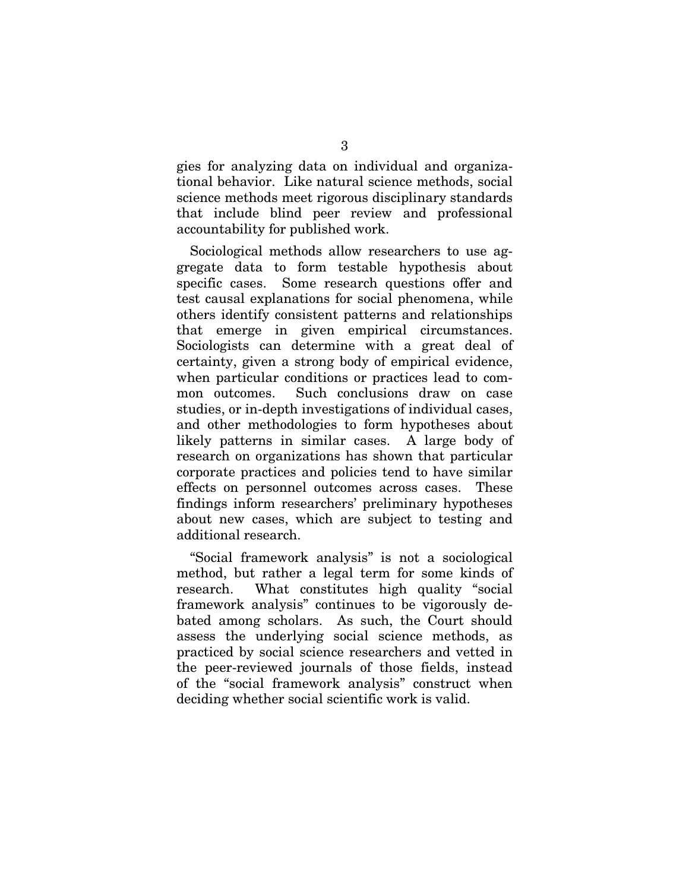gies for analyzing data on individual and organizational behavior. Like natural science methods, social science methods meet rigorous disciplinary standards that include blind peer review and professional accountability for published work.

Sociological methods allow researchers to use aggregate data to form testable hypothesis about specific cases. Some research questions offer and test causal explanations for social phenomena, while others identify consistent patterns and relationships that emerge in given empirical circumstances. Sociologists can determine with a great deal of certainty, given a strong body of empirical evidence, when particular conditions or practices lead to common outcomes. Such conclusions draw on case studies, or in-depth investigations of individual cases, and other methodologies to form hypotheses about likely patterns in similar cases. A large body of research on organizations has shown that particular corporate practices and policies tend to have similar effects on personnel outcomes across cases. These findings inform researchers' preliminary hypotheses about new cases, which are subject to testing and additional research.

"Social framework analysis" is not a sociological method, but rather a legal term for some kinds of research. What constitutes high quality "social framework analysis" continues to be vigorously debated among scholars. As such, the Court should assess the underlying social science methods, as practiced by social science researchers and vetted in the peer-reviewed journals of those fields, instead of the "social framework analysis" construct when deciding whether social scientific work is valid.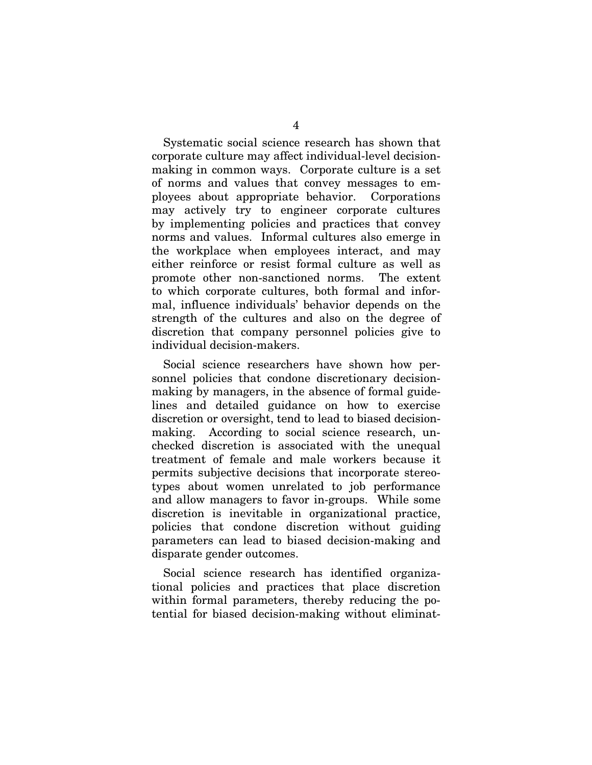Systematic social science research has shown that corporate culture may affect individual-level decision-making in common ways. Corporate culture is a set of norms and values that convey messages to employees about appropriate behavior. Corporations may actively try to engineer corporate cultures by implementing policies and practices that convey norms and values. Informal cultures also emerge in the workplace when employees interact, and may either reinforce or resist formal culture as well as promote other non-sanctioned norms. The extent to which corporate cultures, both formal and informal, influence individuals' behavior depends on the strength of the cultures and also on the degree of discretion that company personnel policies give to individual decision-makers.

Social science researchers have shown how personnel policies that condone discretionary decision-making by managers, in the absence of formal guidelines and detailed guidance on how to exercise discretion or oversight, tend to lead to biased decision-making. According to social science research, unchecked discretion is associated with the unequal treatment of female and male workers because it permits subjective decisions that incorporate stereotypes about women unrelated to job performance and allow managers to favor in-groups. While some discretion is inevitable in organizational practice, policies that condone discretion without guiding parameters can lead to biased decision-making and disparate gender outcomes.

Social science research has identified organizational policies and practices that place discretion within formal parameters, thereby reducing the potential for biased decision-making without eliminat-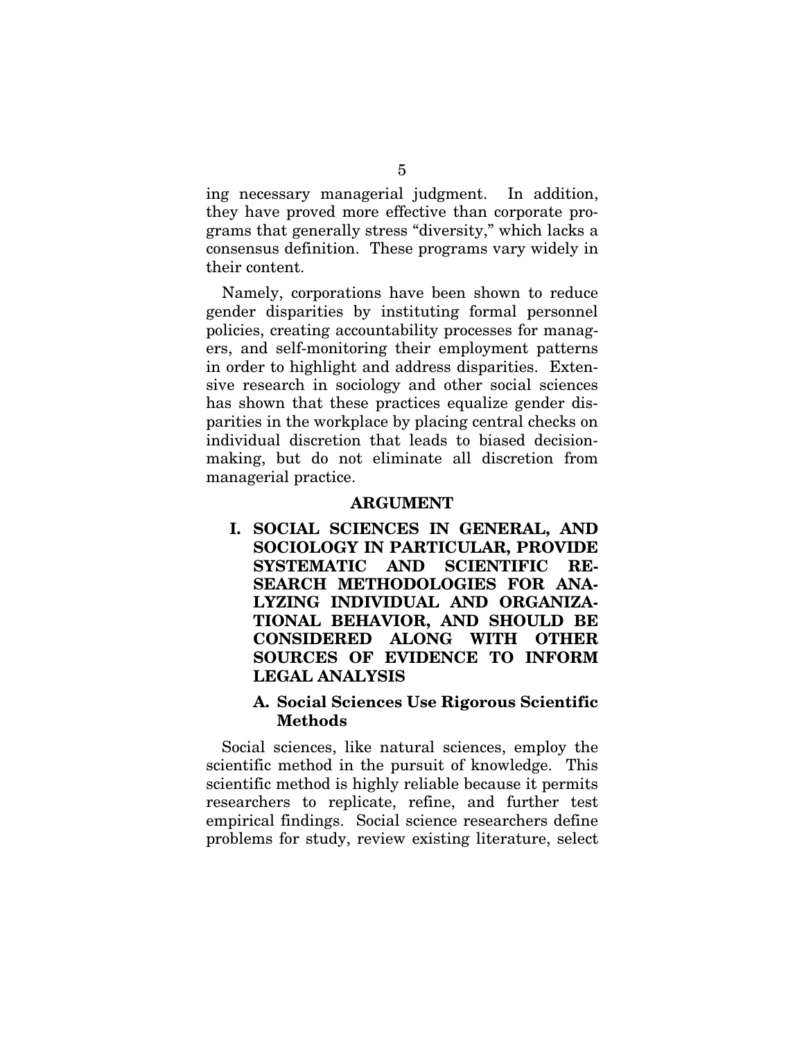ing necessary managerial judgment. In addition, they have proved more effective than corporate programs that generally stress "diversity," which lacks a consensus definition. These programs vary widely in their content.

Namely, corporations have been shown to reduce gender disparities by instituting formal personnel policies, creating accountability processes for managers, and self-monitoring their employment patterns in order to highlight and address disparities. Extensive research in sociology and other social sciences has shown that these practices equalize gender disparities in the workplace by placing central checks on individual discretion that leads to biased decision-making, but do not eliminate all discretion from managerial practice.

## ARGUMENT

### I. SOCIAL SCIENCES IN GENERAL, AND SOCIOLOGY IN PARTICULAR, PROVIDE SYSTEMATIC AND SCIENTIFIC RESEARCH METHODOLOGIES FOR ANALYZING INDIVIDUAL AND ORGANIZATIONAL BEHAVIOR, AND SHOULD BE CONSIDERED ALONG WITH OTHER SOURCES OF EVIDENCE TO INFORM LEGAL ANALYSIS

#### A. Social Sciences Use Rigorous Scientific Methods

Social sciences, like natural sciences, employ the scientific method in the pursuit of knowledge. This scientific method is highly reliable because it permits researchers to replicate, refine, and further test empirical findings. Social science researchers define problems for study, review existing literature, select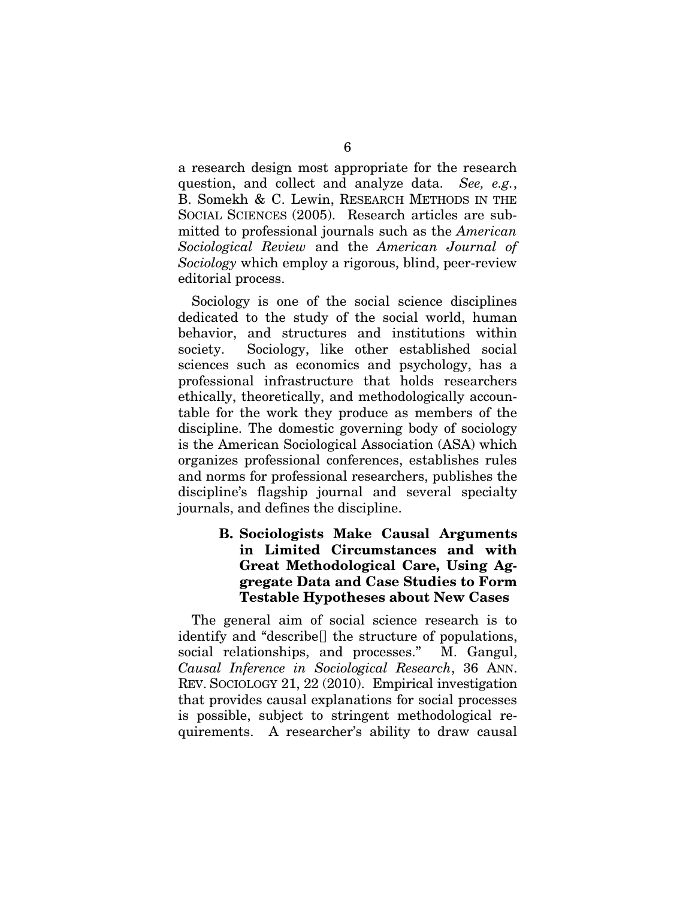a research design most appropriate for the research question, and collect and analyze data. *See, e.g.*, B. Somekh & C. Lewin, RESEARCH METHODS IN THE SOCIAL SCIENCES (2005). Research articles are submitted to professional journals such as the *American Sociological Review* and the *American Journal of Sociology* which employ a rigorous, blind, peer-review editorial process.

Sociology is one of the social science disciplines dedicated to the study of the social world, human behavior, and structures and institutions within society. Sociology, like other established social sciences such as economics and psychology, has a professional infrastructure that holds researchers ethically, theoretically, and methodologically accountable for the work they produce as members of the discipline. The domestic governing body of sociology is the American Sociological Association (ASA) which organizes professional conferences, establishes rules and norms for professional researchers, publishes the discipline's flagship journal and several specialty journals, and defines the discipline.

### B. Sociologists Make Causal Arguments in Limited Circumstances and with Great Methodological Care, Using Aggregate Data and Case Studies to Form Testable Hypotheses about New Cases

The general aim of social science research is to identify and "describe[] the structure of populations, social relationships, and processes." M. Gangul, *Causal Inference in Sociological Research*, 36 ANN. REV. SOCIOLOGY 21, 22 (2010). Empirical investigation that provides causal explanations for social processes is possible, subject to stringent methodological requirements. A researcher's ability to draw causal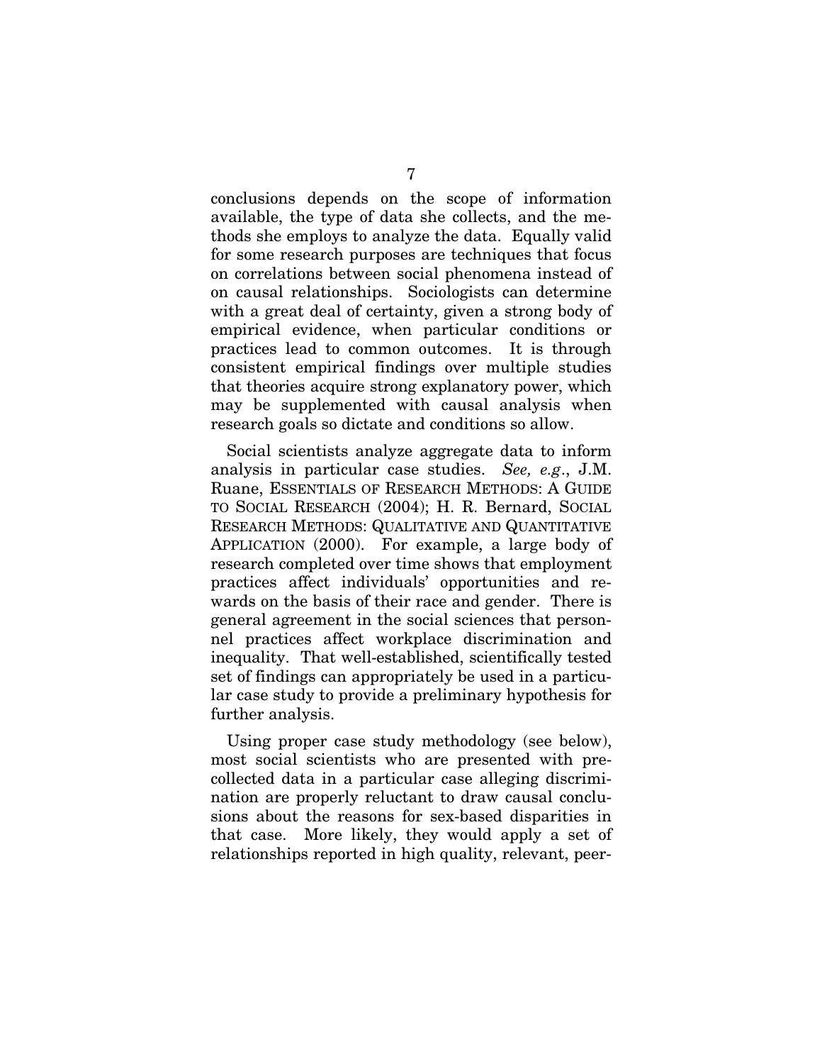conclusions depends on the scope of information available, the type of data she collects, and the methods she employs to analyze the data. Equally valid for some research purposes are techniques that focus on correlations between social phenomena instead of on causal relationships. Sociologists can determine with a great deal of certainty, given a strong body of empirical evidence, when particular conditions or practices lead to common outcomes. It is through consistent empirical findings over multiple studies that theories acquire strong explanatory power, which may be supplemented with causal analysis when research goals so dictate and conditions so allow.

Social scientists analyze aggregate data to inform analysis in particular case studies. *See, e.g*., J.M. Ruane, ESSENTIALS OF RESEARCH METHODS: A GUIDE TO SOCIAL RESEARCH (2004); H. R. Bernard, SOCIAL RESEARCH METHODS: QUALITATIVE AND QUANTITATIVE APPLICATION (2000). For example, a large body of research completed over time shows that employment practices affect individuals' opportunities and rewards on the basis of their race and gender. There is general agreement in the social sciences that personnel practices affect workplace discrimination and inequality. That well-established, scientifically tested set of findings can appropriately be used in a particular case study to provide a preliminary hypothesis for further analysis.

Using proper case study methodology (see below), most social scientists who are presented with precollected data in a particular case alleging discrimination are properly reluctant to draw causal conclusions about the reasons for sex-based disparities in that case. More likely, they would apply a set of relationships reported in high quality, relevant, peer-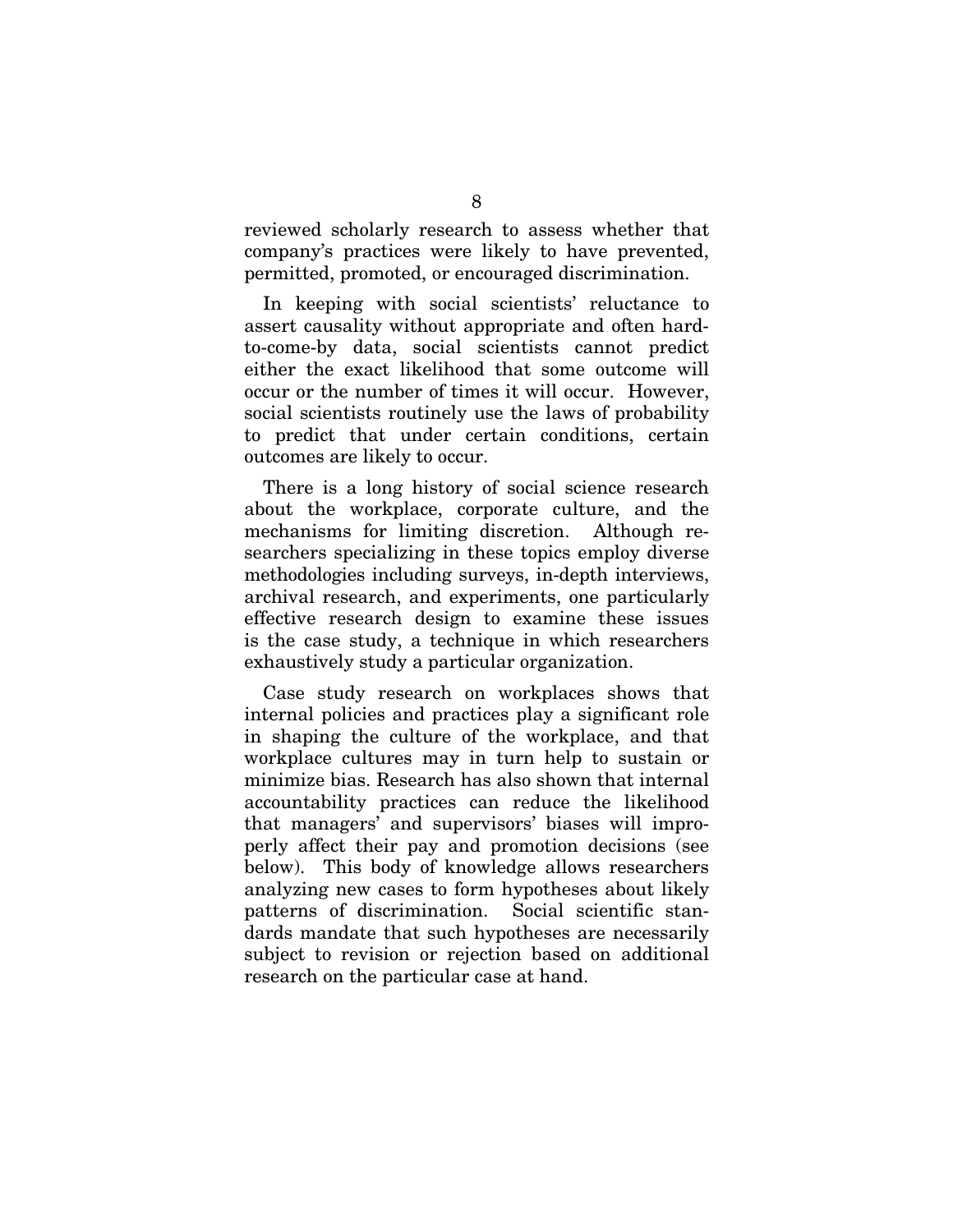reviewed scholarly research to assess whether that company's practices were likely to have prevented, permitted, promoted, or encouraged discrimination.

In keeping with social scientists' reluctance to assert causality without appropriate and often hard-to-come-by data, social scientists cannot predict either the exact likelihood that some outcome will occur or the number of times it will occur. However, social scientists routinely use the laws of probability to predict that under certain conditions, certain outcomes are likely to occur.

There is a long history of social science research about the workplace, corporate culture, and the mechanisms for limiting discretion. Although researchers specializing in these topics employ diverse methodologies including surveys, in-depth interviews, archival research, and experiments, one particularly effective research design to examine these issues is the case study, a technique in which researchers exhaustively study a particular organization.

Case study research on workplaces shows that internal policies and practices play a significant role in shaping the culture of the workplace, and that workplace cultures may in turn help to sustain or minimize bias. Research has also shown that internal accountability practices can reduce the likelihood that managers' and supervisors' biases will improperly affect their pay and promotion decisions (see below). This body of knowledge allows researchers analyzing new cases to form hypotheses about likely patterns of discrimination. Social scientific standards mandate that such hypotheses are necessarily subject to revision or rejection based on additional research on the particular case at hand.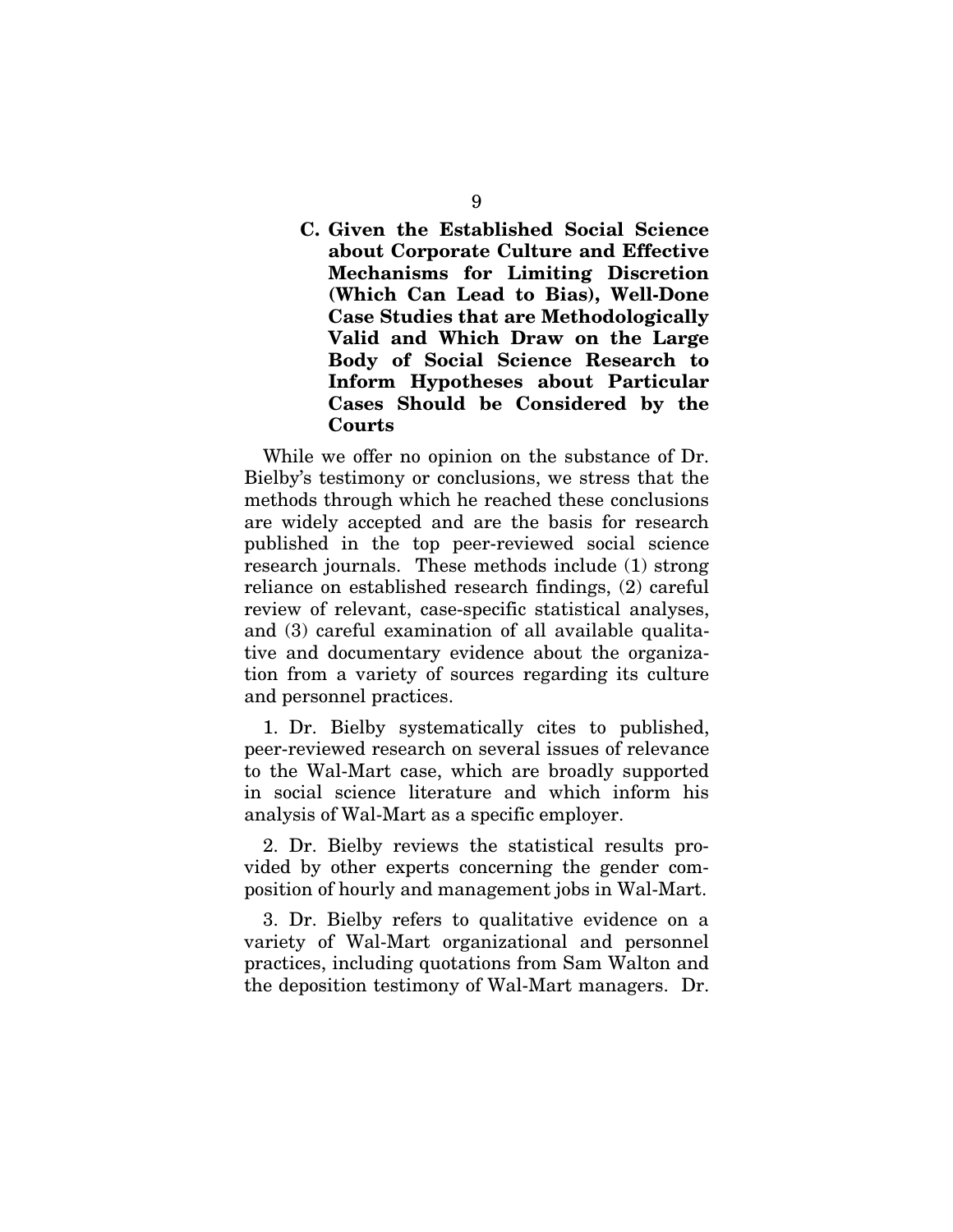### C. Given the Established Social Science about Corporate Culture and Effective Mechanisms for Limiting Discretion (Which Can Lead to Bias), Well-Done Case Studies that are Methodologically Valid and Which Draw on the Large Body of Social Science Research to Inform Hypotheses about Particular Cases Should be Considered by the Courts

While we offer no opinion on the substance of Dr. Bielby's testimony or conclusions, we stress that the methods through which he reached these conclusions are widely accepted and are the basis for research published in the top peer-reviewed social science research journals. These methods include (1) strong reliance on established research findings, (2) careful review of relevant, case-specific statistical analyses, and (3) careful examination of all available qualitative and documentary evidence about the organization from a variety of sources regarding its culture and personnel practices.

1. Dr. Bielby systematically cites to published, peer-reviewed research on several issues of relevance to the Wal-Mart case, which are broadly supported in social science literature and which inform his analysis of Wal-Mart as a specific employer.

2. Dr. Bielby reviews the statistical results provided by other experts concerning the gender composition of hourly and management jobs in Wal-Mart.

3. Dr. Bielby refers to qualitative evidence on a variety of Wal-Mart organizational and personnel practices, including quotations from Sam Walton and the deposition testimony of Wal-Mart managers. Dr.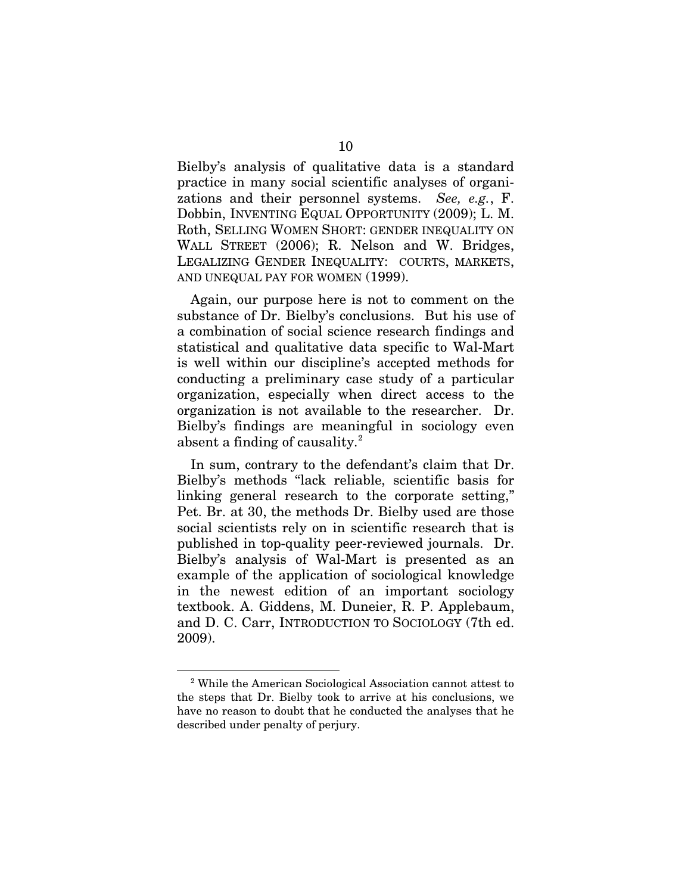Bielby's analysis of qualitative data is a standard practice in many social scientific analyses of organizations and their personnel systems. *See, e.g.*, F. Dobbin, INVENTING EQUAL OPPORTUNITY (2009); L. M. Roth, SELLING WOMEN SHORT: GENDER INEQUALITY ON WALL STREET (2006); R. Nelson and W. Bridges, LEGALIZING GENDER INEQUALITY: COURTS, MARKETS, AND UNEQUAL PAY FOR WOMEN (1999).

Again, our purpose here is not to comment on the substance of Dr. Bielby's conclusions. But his use of a combination of social science research findings and statistical and qualitative data specific to Wal-Mart is well within our discipline's accepted methods for conducting a preliminary case study of a particular organization, especially when direct access to the organization is not available to the researcher. Dr. Bielby's findings are meaningful in sociology even absent a finding of causality.[2]

In sum, contrary to the defendant's claim that Dr. Bielby's methods "lack reliable, scientific basis for linking general research to the corporate setting," Pet. Br. at 30, the methods Dr. Bielby used are those social scientists rely on in scientific research that is published in top-quality peer-reviewed journals. Dr. Bielby's analysis of Wal-Mart is presented as an example of the application of sociological knowledge in the newest edition of an important sociology textbook. A. Giddens, M. Duneier, R. P. Applebaum, and D. C. Carr, INTRODUCTION TO SOCIOLOGY (7th ed. 2009).

[2] While the American Sociological Association cannot attest to the steps that Dr. Bielby took to arrive at his conclusions, we have no reason to doubt that he conducted the analyses that he described under penalty of perjury.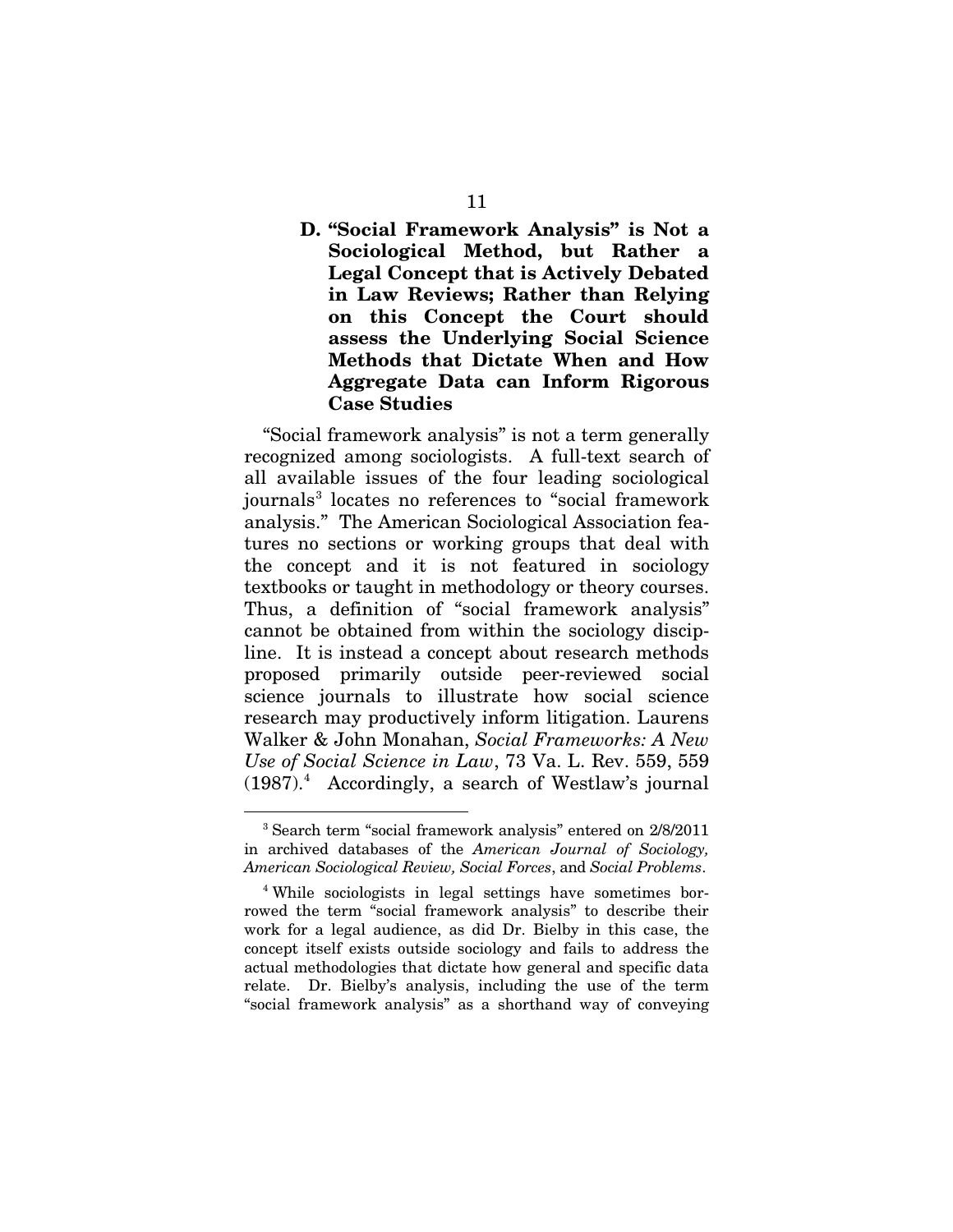### D. "Social Framework Analysis" is Not a Sociological Method, but Rather a Legal Concept that is Actively Debated in Law Reviews; Rather than Relying on this Concept the Court should assess the Underlying Social Science Methods that Dictate When and How Aggregate Data can Inform Rigorous Case Studies

"Social framework analysis" is not a term generally recognized among sociologists. A full-text search of all available issues of the four leading sociological journals[3] locates no references to "social framework analysis." The American Sociological Association features no sections or working groups that deal with the concept and it is not featured in sociology textbooks or taught in methodology or theory courses. Thus, a definition of "social framework analysis" cannot be obtained from within the sociology discipline. It is instead a concept about research methods proposed primarily outside peer-reviewed social science journals to illustrate how social science research may productively inform litigation. Laurens Walker & John Monahan, *Social Frameworks: A New Use of Social Science in Law*, 73 Va. L. Rev. 559, 559 (1987).[4] Accordingly, a search of Westlaw's journal

---

[3] Search term "social framework analysis" entered on 2/8/2011 in archived databases of the *American Journal of Sociology, American Sociological Review, Social Forces*, and *Social Problems*.

[4] While sociologists in legal settings have sometimes borrowed the term "social framework analysis" to describe their work for a legal audience, as did Dr. Bielby in this case, the concept itself exists outside sociology and fails to address the actual methodologies that dictate how general and specific data relate. Dr. Bielby's analysis, including the use of the term "social framework analysis" as a shorthand way of conveying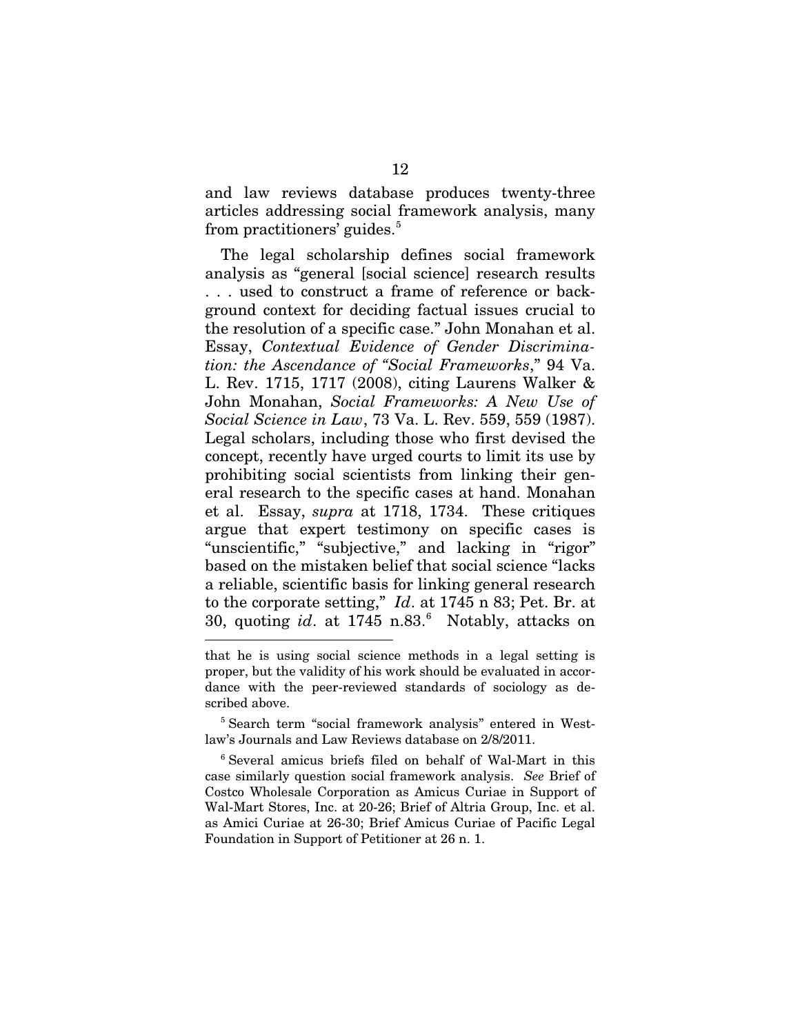and law reviews database produces twenty-three articles addressing social framework analysis, many from practitioners' guides.[5]

The legal scholarship defines social framework analysis as "general [social science] research results . . . used to construct a frame of reference or background context for deciding factual issues crucial to the resolution of a specific case." John Monahan et al. Essay, *Contextual Evidence of Gender Discrimination: the Ascendance of "Social Frameworks*," 94 Va. L. Rev. 1715, 1717 (2008), citing Laurens Walker & John Monahan, *Social Frameworks: A New Use of Social Science in Law*, 73 Va. L. Rev. 559, 559 (1987). Legal scholars, including those who first devised the concept, recently have urged courts to limit its use by prohibiting social scientists from linking their general research to the specific cases at hand. Monahan et al. Essay, *supra* at 1718, 1734. These critiques argue that expert testimony on specific cases is "unscientific," "subjective," and lacking in "rigor" based on the mistaken belief that social science "lacks a reliable, scientific basis for linking general research to the corporate setting," *Id*. at 1745 n 83; Pet. Br. at 30, quoting *id*. at 1745 n.83.[6] Notably, attacks on

---

that he is using social science methods in a legal setting is proper, but the validity of his work should be evaluated in accordance with the peer-reviewed standards of sociology as described above.

[5] Search term "social framework analysis" entered in Westlaw's Journals and Law Reviews database on 2/8/2011.

[6] Several amicus briefs filed on behalf of Wal-Mart in this case similarly question social framework analysis. *See* Brief of Costco Wholesale Corporation as Amicus Curiae in Support of Wal-Mart Stores, Inc. at 20-26; Brief of Altria Group, Inc. et al. as Amici Curiae at 26-30; Brief Amicus Curiae of Pacific Legal Foundation in Support of Petitioner at 26 n. 1.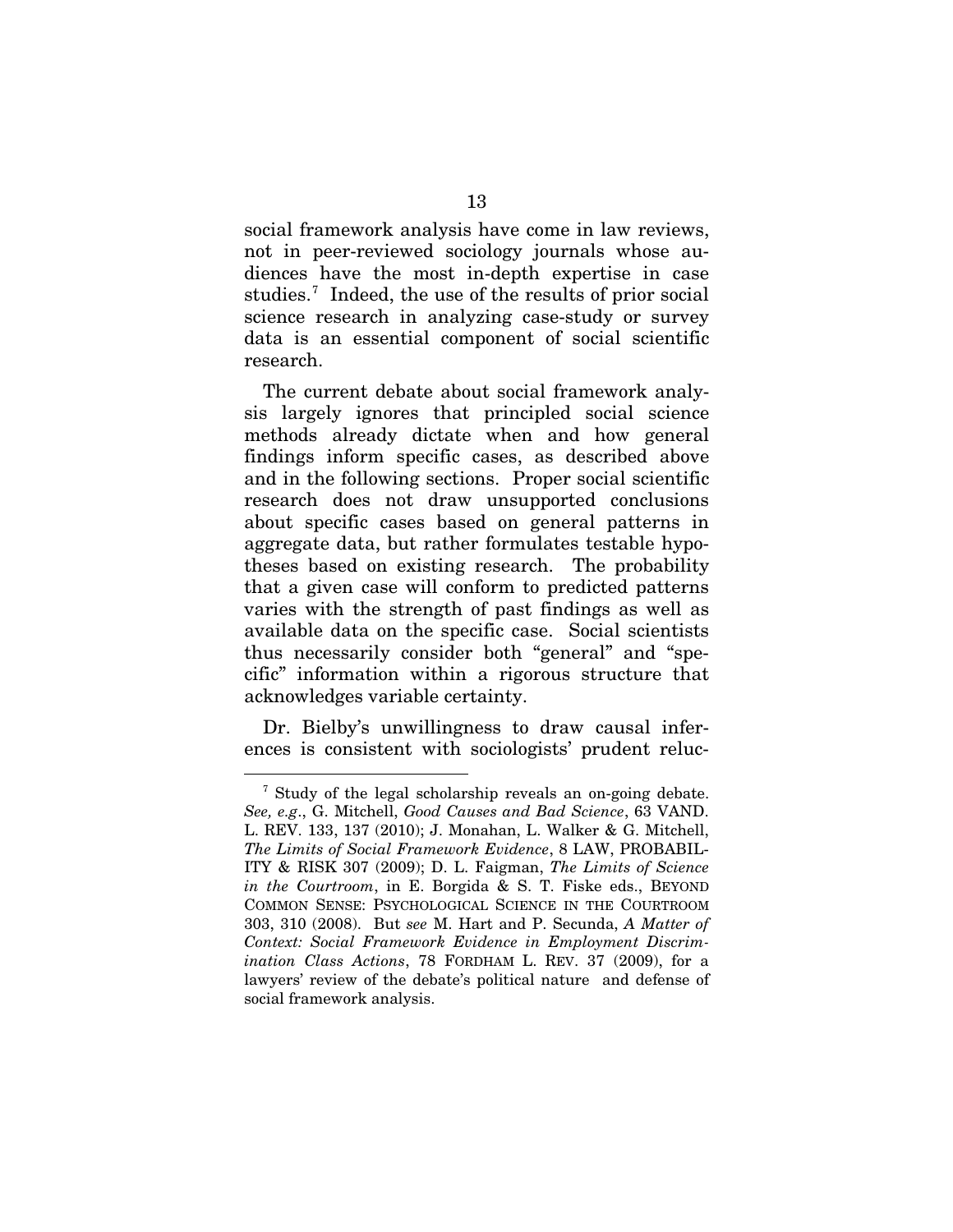social framework analysis have come in law reviews, not in peer-reviewed sociology journals whose audiences have the most in-depth expertise in case studies.[7] Indeed, the use of the results of prior social science research in analyzing case-study or survey data is an essential component of social scientific research.

The current debate about social framework analysis largely ignores that principled social science methods already dictate when and how general findings inform specific cases, as described above and in the following sections. Proper social scientific research does not draw unsupported conclusions about specific cases based on general patterns in aggregate data, but rather formulates testable hypotheses based on existing research. The probability that a given case will conform to predicted patterns varies with the strength of past findings as well as available data on the specific case. Social scientists thus necessarily consider both "general" and "specific" information within a rigorous structure that acknowledges variable certainty.

Dr. Bielby's unwillingness to draw causal inferences is consistent with sociologists' prudent reluc-

---

[7] Study of the legal scholarship reveals an on-going debate. *See, e.g*., G. Mitchell, *Good Causes and Bad Science*, 63 VAND. L. REV. 133, 137 (2010); J. Monahan, L. Walker & G. Mitchell, *The Limits of Social Framework Evidence*, 8 LAW, PROBABILITY & RISK 307 (2009); D. L. Faigman, *The Limits of Science in the Courtroom*, in E. Borgida & S. T. Fiske eds., BEYOND COMMON SENSE: PSYCHOLOGICAL SCIENCE IN THE COURTROOM 303, 310 (2008). But *see* M. Hart and P. Secunda, *A Matter of Context: Social Framework Evidence in Employment Discrimination Class Actions*, 78 FORDHAM L. REV. 37 (2009), for a lawyers' review of the debate's political nature and defense of social framework analysis.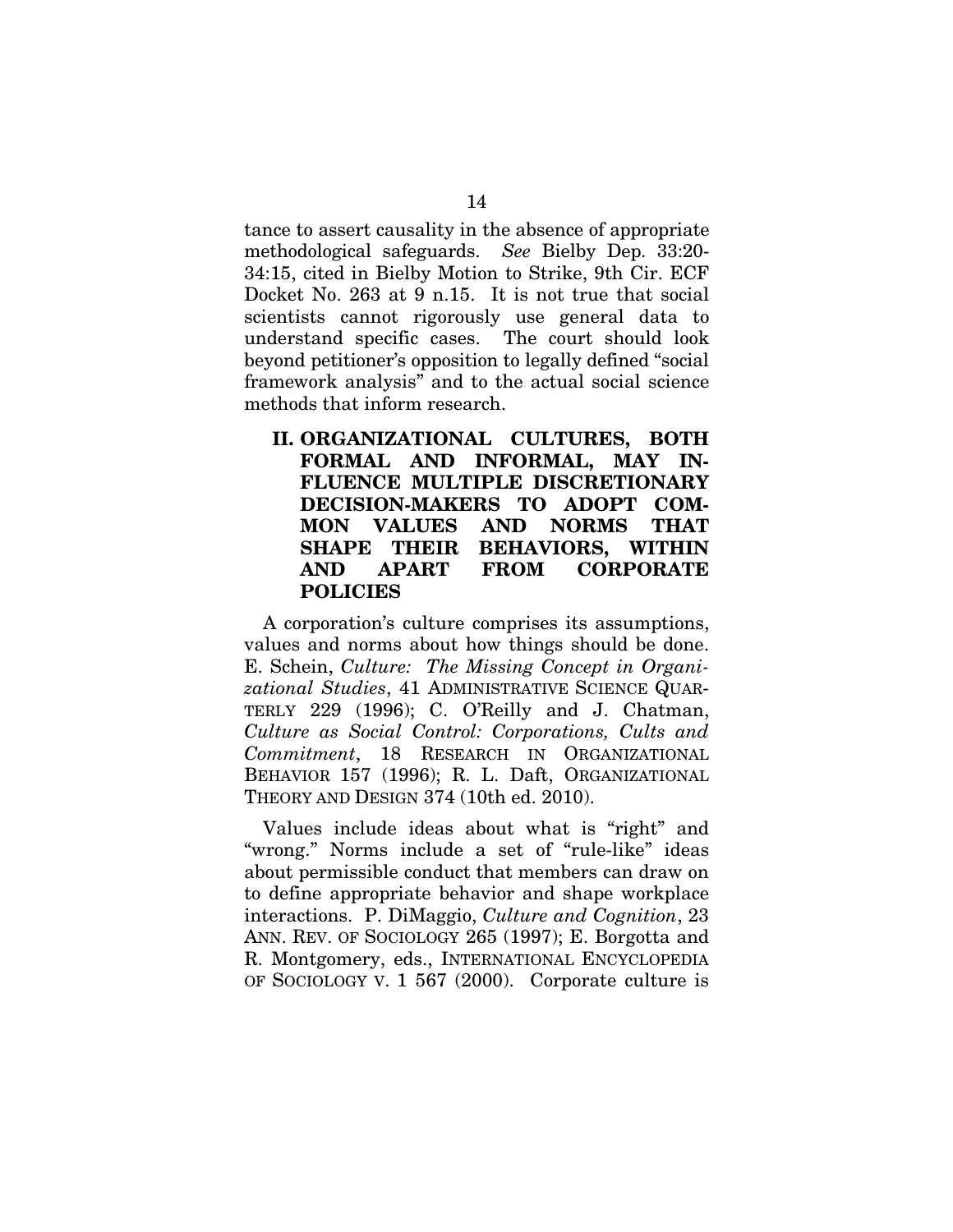tance to assert causality in the absence of appropriate methodological safeguards. *See* Bielby Dep. 33:20-34:15, cited in Bielby Motion to Strike, 9th Cir. ECF Docket No. 263 at 9 n.15. It is not true that social scientists cannot rigorously use general data to understand specific cases. The court should look beyond petitioner's opposition to legally defined "social framework analysis" and to the actual social science methods that inform research.

## II. ORGANIZATIONAL CULTURES, BOTH FORMAL AND INFORMAL, MAY INFLUENCE MULTIPLE DISCRETIONARY DECISION-MAKERS TO ADOPT COMMON VALUES AND NORMS THAT SHAPE THEIR BEHAVIORS, WITHIN AND APART FROM CORPORATE POLICIES

A corporation's culture comprises its assumptions, values and norms about how things should be done. E. Schein, *Culture: The Missing Concept in Organizational Studies*, 41 ADMINISTRATIVE SCIENCE QUARTERLY 229 (1996); C. O'Reilly and J. Chatman, *Culture as Social Control: Corporations, Cults and Commitment*, 18 RESEARCH IN ORGANIZATIONAL BEHAVIOR 157 (1996); R. L. Daft, ORGANIZATIONAL THEORY AND DESIGN 374 (10th ed. 2010).

Values include ideas about what is "right" and "wrong." Norms include a set of "rule-like" ideas about permissible conduct that members can draw on to define appropriate behavior and shape workplace interactions. P. DiMaggio, *Culture and Cognition*, 23 ANN. REV. OF SOCIOLOGY 265 (1997); E. Borgotta and R. Montgomery, eds., INTERNATIONAL ENCYCLOPEDIA OF SOCIOLOGY V. 1 567 (2000). Corporate culture is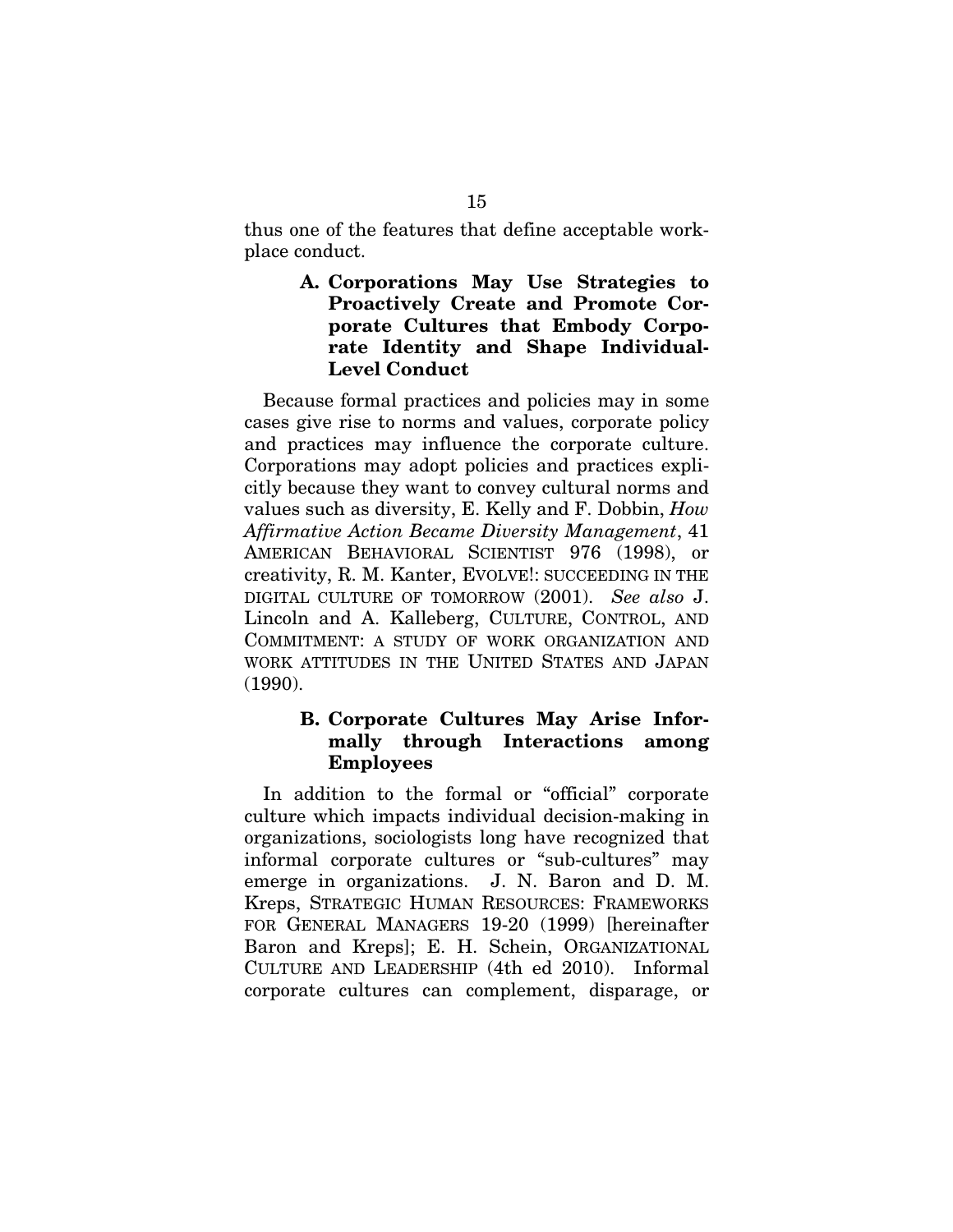thus one of the features that define acceptable workplace conduct.

### A. Corporations May Use Strategies to Proactively Create and Promote Corporate Cultures that Embody Corporate Identity and Shape Individual-Level Conduct

Because formal practices and policies may in some cases give rise to norms and values, corporate policy and practices may influence the corporate culture. Corporations may adopt policies and practices explicitly because they want to convey cultural norms and values such as diversity, E. Kelly and F. Dobbin, *How Affirmative Action Became Diversity Management*, 41 AMERICAN BEHAVIORAL SCIENTIST 976 (1998), or creativity, R. M. Kanter, EVOLVE!: SUCCEEDING IN THE DIGITAL CULTURE OF TOMORROW (2001). *See also* J. Lincoln and A. Kalleberg, CULTURE, CONTROL, AND COMMITMENT: A STUDY OF WORK ORGANIZATION AND WORK ATTITUDES IN THE UNITED STATES AND JAPAN (1990).

### B. Corporate Cultures May Arise Informally through Interactions among Employees

In addition to the formal or "official" corporate culture which impacts individual decision-making in organizations, sociologists long have recognized that informal corporate cultures or "sub-cultures" may emerge in organizations. J. N. Baron and D. M. Kreps, STRATEGIC HUMAN RESOURCES: FRAMEWORKS FOR GENERAL MANAGERS 19-20 (1999) [hereinafter Baron and Kreps]; E. H. Schein, ORGANIZATIONAL CULTURE AND LEADERSHIP (4th ed 2010). Informal corporate cultures can complement, disparage, or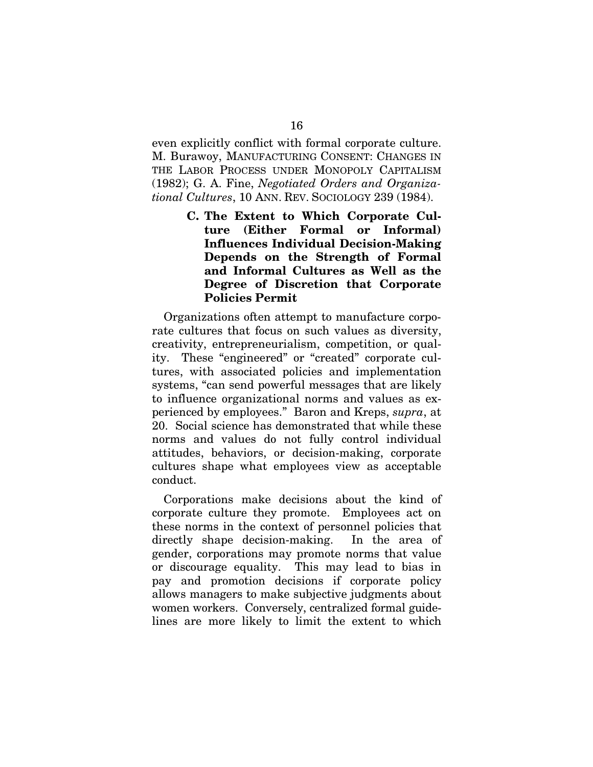even explicitly conflict with formal corporate culture. M. Burawoy, MANUFACTURING CONSENT: CHANGES IN THE LABOR PROCESS UNDER MONOPOLY CAPITALISM (1982); G. A. Fine, *Negotiated Orders and Organizational Cultures*, 10 ANN. REV. SOCIOLOGY 239 (1984).

### C. The Extent to Which Corporate Culture (Either Formal or Informal) Influences Individual Decision-Making Depends on the Strength of Formal and Informal Cultures as Well as the Degree of Discretion that Corporate Policies Permit

Organizations often attempt to manufacture corporate cultures that focus on such values as diversity, creativity, entrepreneurialism, competition, or quality. These "engineered" or "created" corporate cultures, with associated policies and implementation systems, "can send powerful messages that are likely to influence organizational norms and values as experienced by employees." Baron and Kreps, *supra*, at 20. Social science has demonstrated that while these norms and values do not fully control individual attitudes, behaviors, or decision-making, corporate cultures shape what employees view as acceptable conduct.

Corporations make decisions about the kind of corporate culture they promote. Employees act on these norms in the context of personnel policies that directly shape decision-making. In the area of gender, corporations may promote norms that value or discourage equality. This may lead to bias in pay and promotion decisions if corporate policy allows managers to make subjective judgments about women workers. Conversely, centralized formal guidelines are more likely to limit the extent to which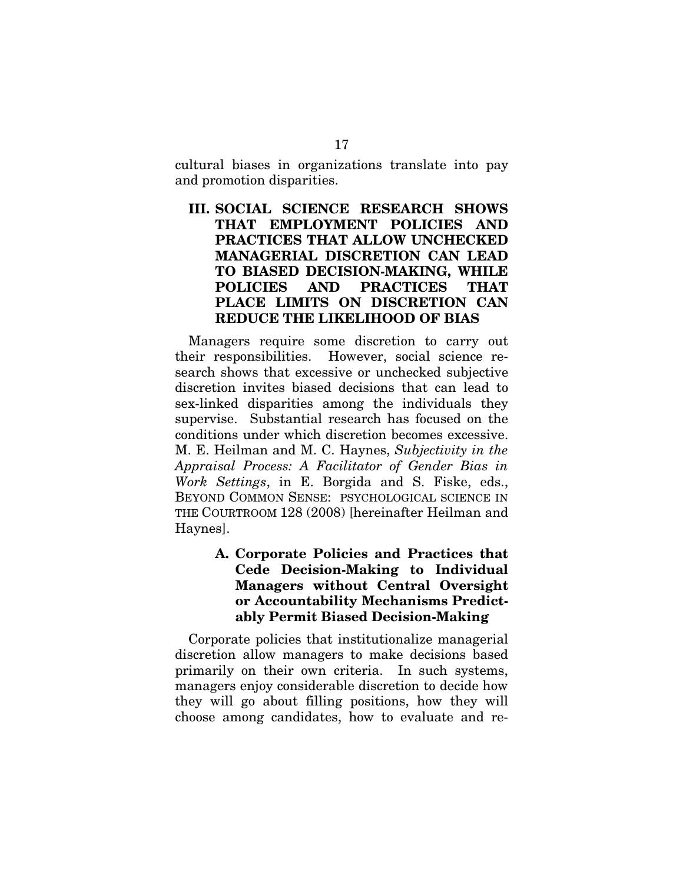cultural biases in organizations translate into pay and promotion disparities.

## III. SOCIAL SCIENCE RESEARCH SHOWS THAT EMPLOYMENT POLICIES AND PRACTICES THAT ALLOW UNCHECKED MANAGERIAL DISCRETION CAN LEAD TO BIASED DECISION-MAKING, WHILE POLICIES AND PRACTICES THAT PLACE LIMITS ON DISCRETION CAN REDUCE THE LIKELIHOOD OF BIAS

Managers require some discretion to carry out their responsibilities. However, social science research shows that excessive or unchecked subjective discretion invites biased decisions that can lead to sex-linked disparities among the individuals they supervise. Substantial research has focused on the conditions under which discretion becomes excessive. M. E. Heilman and M. C. Haynes, *Subjectivity in the Appraisal Process: A Facilitator of Gender Bias in Work Settings*, in E. Borgida and S. Fiske, eds., BEYOND COMMON SENSE: PSYCHOLOGICAL SCIENCE IN THE COURTROOM 128 (2008) [hereinafter Heilman and Haynes].

### A. Corporate Policies and Practices that Cede Decision-Making to Individual Managers without Central Oversight or Accountability Mechanisms Predictably Permit Biased Decision-Making

Corporate policies that institutionalize managerial discretion allow managers to make decisions based primarily on their own criteria. In such systems, managers enjoy considerable discretion to decide how they will go about filling positions, how they will choose among candidates, how to evaluate and re-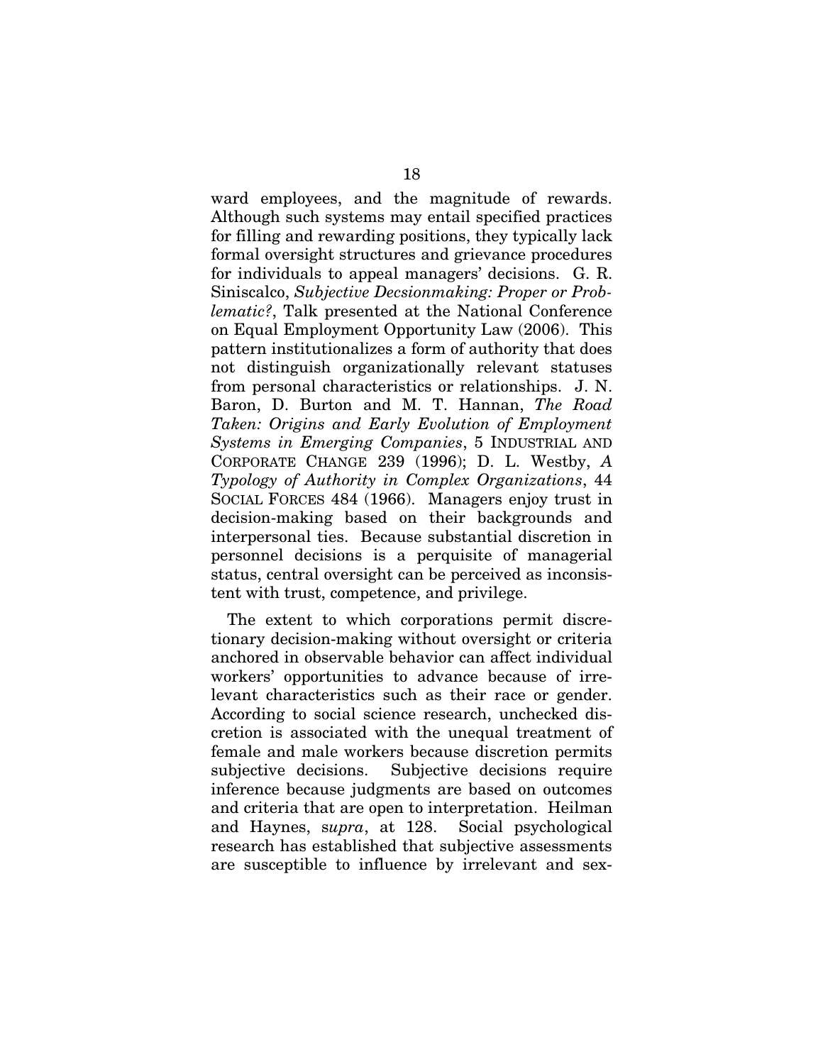ward employees, and the magnitude of rewards. Although such systems may entail specified practices for filling and rewarding positions, they typically lack formal oversight structures and grievance procedures for individuals to appeal managers' decisions. G. R. Siniscalco, *Subjective Decsionmaking: Proper or Problematic?*, Talk presented at the National Conference on Equal Employment Opportunity Law (2006). This pattern institutionalizes a form of authority that does not distinguish organizationally relevant statuses from personal characteristics or relationships. J. N. Baron, D. Burton and M. T. Hannan, *The Road Taken: Origins and Early Evolution of Employment Systems in Emerging Companies*, 5 INDUSTRIAL AND CORPORATE CHANGE 239 (1996); D. L. Westby, *A Typology of Authority in Complex Organizations*, 44 SOCIAL FORCES 484 (1966). Managers enjoy trust in decision-making based on their backgrounds and interpersonal ties. Because substantial discretion in personnel decisions is a perquisite of managerial status, central oversight can be perceived as inconsistent with trust, competence, and privilege.

The extent to which corporations permit discretionary decision-making without oversight or criteria anchored in observable behavior can affect individual workers' opportunities to advance because of irrelevant characteristics such as their race or gender. According to social science research, unchecked discretion is associated with the unequal treatment of female and male workers because discretion permits subjective decisions. Subjective decisions require inference because judgments are based on outcomes and criteria that are open to interpretation. Heilman and Haynes, s*upra*, at 128. Social psychological research has established that subjective assessments are susceptible to influence by irrelevant and sex-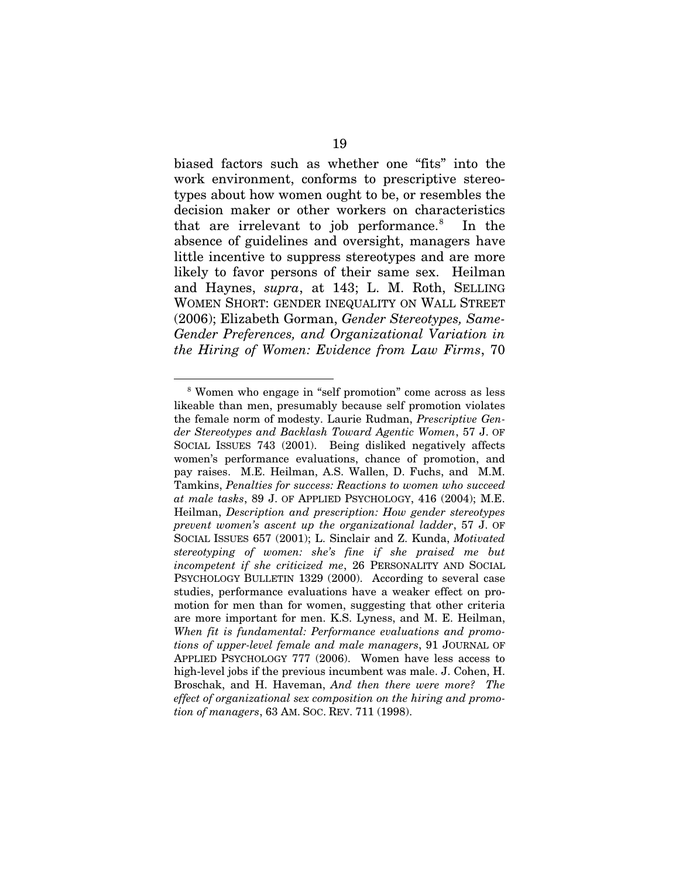biased factors such as whether one "fits" into the work environment, conforms to prescriptive stereotypes about how women ought to be, or resembles the decision maker or other workers on characteristics that are irrelevant to job performance.[8] In the absence of guidelines and oversight, managers have little incentive to suppress stereotypes and are more likely to favor persons of their same sex. Heilman and Haynes, *supra*, at 143; L. M. Roth, SELLING WOMEN SHORT: GENDER INEQUALITY ON WALL STREET (2006); Elizabeth Gorman, *Gender Stereotypes, Same-Gender Preferences, and Organizational Variation in the Hiring of Women: Evidence from Law Firms*, 70

---

[8] Women who engage in "self promotion" come across as less likeable than men, presumably because self promotion violates the female norm of modesty. Laurie Rudman, *Prescriptive Gender Stereotypes and Backlash Toward Agentic Women*, 57 J. OF SOCIAL ISSUES 743 (2001). Being disliked negatively affects women's performance evaluations, chance of promotion, and pay raises. M.E. Heilman, A.S. Wallen, D. Fuchs, and M.M. Tamkins, *Penalties for success: Reactions to women who succeed at male tasks*, 89 J. OF APPLIED PSYCHOLOGY, 416 (2004); M.E. Heilman, *Description and prescription: How gender stereotypes prevent women's ascent up the organizational ladder*, 57 J. OF SOCIAL ISSUES 657 (2001); L. Sinclair and Z. Kunda, *Motivated stereotyping of women: she's fine if she praised me but incompetent if she criticized me*, 26 PERSONALITY AND SOCIAL PSYCHOLOGY BULLETIN 1329 (2000). According to several case studies, performance evaluations have a weaker effect on promotion for men than for women, suggesting that other criteria are more important for men. K.S. Lyness, and M. E. Heilman, *When fit is fundamental: Performance evaluations and promotions of upper-level female and male managers*, 91 JOURNAL OF APPLIED PSYCHOLOGY 777 (2006). Women have less access to high-level jobs if the previous incumbent was male. J. Cohen, H. Broschak, and H. Haveman, *And then there were more? The effect of organizational sex composition on the hiring and promotion of managers*, 63 AM. SOC. REV. 711 (1998).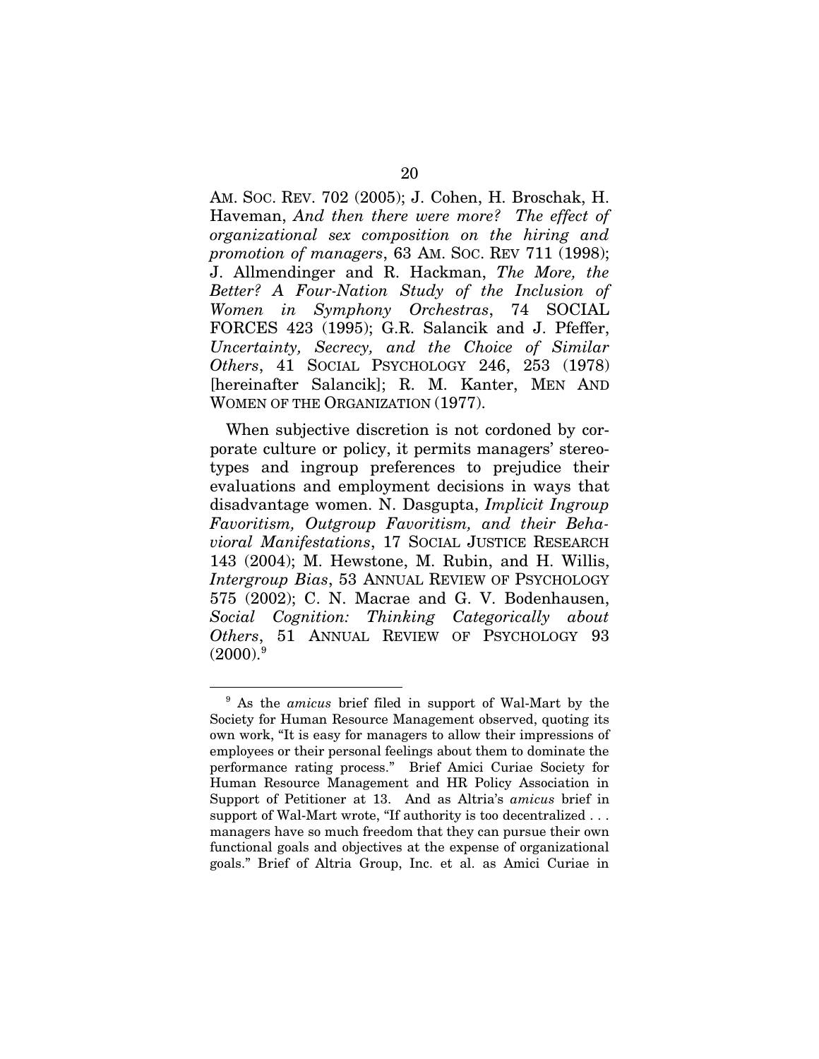AM. SOC. REV. 702 (2005); J. Cohen, H. Broschak, H. Haveman, *And then there were more? The effect of organizational sex composition on the hiring and promotion of managers*, 63 AM. SOC. REV 711 (1998); J. Allmendinger and R. Hackman, *The More, the Better? A Four-Nation Study of the Inclusion of Women in Symphony Orchestras*, 74 SOCIAL FORCES 423 (1995); G.R. Salancik and J. Pfeffer, *Uncertainty, Secrecy, and the Choice of Similar Others*, 41 SOCIAL PSYCHOLOGY 246, 253 (1978) [hereinafter Salancik]; R. M. Kanter, MEN AND WOMEN OF THE ORGANIZATION (1977).

When subjective discretion is not cordoned by corporate culture or policy, it permits managers' stereotypes and ingroup preferences to prejudice their evaluations and employment decisions in ways that disadvantage women. N. Dasgupta, *Implicit Ingroup Favoritism, Outgroup Favoritism, and their Behavioral Manifestations*, 17 SOCIAL JUSTICE RESEARCH 143 (2004); M. Hewstone, M. Rubin, and H. Willis, *Intergroup Bias*, 53 ANNUAL REVIEW OF PSYCHOLOGY 575 (2002); C. N. Macrae and G. V. Bodenhausen, *Social Cognition: Thinking Categorically about Others*, 51 ANNUAL REVIEW OF PSYCHOLOGY 93 (2000).[9]

---

[9] As the *amicus* brief filed in support of Wal-Mart by the Society for Human Resource Management observed, quoting its own work, "It is easy for managers to allow their impressions of employees or their personal feelings about them to dominate the performance rating process." Brief Amici Curiae Society for Human Resource Management and HR Policy Association in Support of Petitioner at 13. And as Altria's *amicus* brief in support of Wal-Mart wrote, "If authority is too decentralized . . . managers have so much freedom that they can pursue their own functional goals and objectives at the expense of organizational goals." Brief of Altria Group, Inc. et al. as Amici Curiae in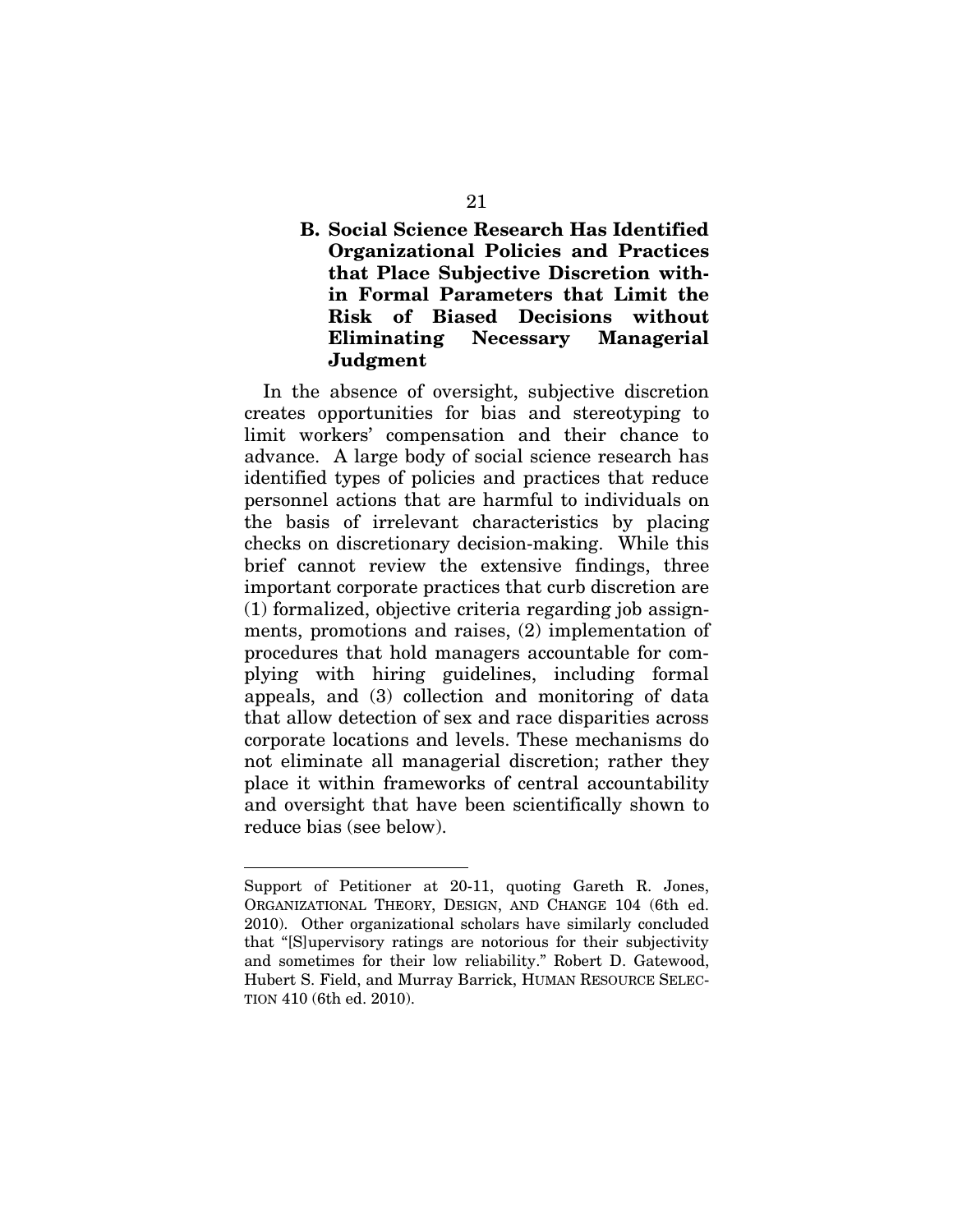### B. Social Science Research Has Identified Organizational Policies and Practices that Place Subjective Discretion within Formal Parameters that Limit the Risk of Biased Decisions without Eliminating Necessary Managerial Judgment

In the absence of oversight, subjective discretion creates opportunities for bias and stereotyping to limit workers' compensation and their chance to advance. A large body of social science research has identified types of policies and practices that reduce personnel actions that are harmful to individuals on the basis of irrelevant characteristics by placing checks on discretionary decision-making. While this brief cannot review the extensive findings, three important corporate practices that curb discretion are (1) formalized, objective criteria regarding job assignments, promotions and raises, (2) implementation of procedures that hold managers accountable for complying with hiring guidelines, including formal appeals, and (3) collection and monitoring of data that allow detection of sex and race disparities across corporate locations and levels. These mechanisms do not eliminate all managerial discretion; rather they place it within frameworks of central accountability and oversight that have been scientifically shown to reduce bias (see below).

---

Support of Petitioner at 20-11, quoting Gareth R. Jones, ORGANIZATIONAL THEORY, DESIGN, AND CHANGE 104 (6th ed. 2010). Other organizational scholars have similarly concluded that "[S]upervisory ratings are notorious for their subjectivity and sometimes for their low reliability." Robert D. Gatewood, Hubert S. Field, and Murray Barrick, HUMAN RESOURCE SELECTION 410 (6th ed. 2010).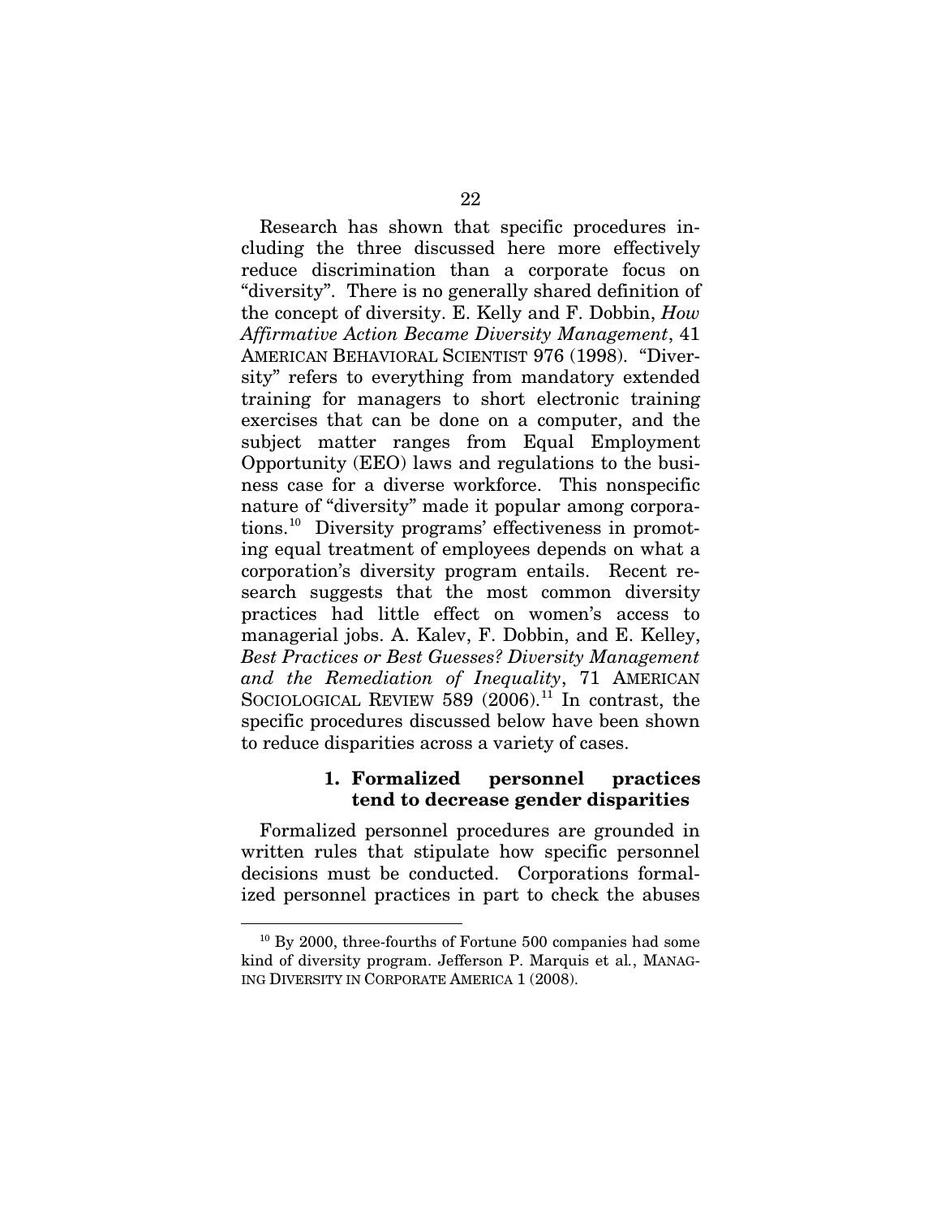Research has shown that specific procedures including the three discussed here more effectively reduce discrimination than a corporate focus on "diversity". There is no generally shared definition of the concept of diversity. E. Kelly and F. Dobbin, *How Affirmative Action Became Diversity Management*, 41 AMERICAN BEHAVIORAL SCIENTIST 976 (1998). "Diversity" refers to everything from mandatory extended training for managers to short electronic training exercises that can be done on a computer, and the subject matter ranges from Equal Employment Opportunity (EEO) laws and regulations to the business case for a diverse workforce. This nonspecific nature of "diversity" made it popular among corporations.[10] Diversity programs' effectiveness in promoting equal treatment of employees depends on what a corporation's diversity program entails. Recent research suggests that the most common diversity practices had little effect on women's access to managerial jobs. A. Kalev, F. Dobbin, and E. Kelley, *Best Practices or Best Guesses? Diversity Management and the Remediation of Inequality*, 71 AMERICAN SOCIOLOGICAL REVIEW 589 (2006).[11] In contrast, the specific procedures discussed below have been shown to reduce disparities across a variety of cases.

### 1. Formalized personnel practices tend to decrease gender disparities

Formalized personnel procedures are grounded in written rules that stipulate how specific personnel decisions must be conducted. Corporations formalized personnel practices in part to check the abuses

---

[10] By 2000, three-fourths of Fortune 500 companies had some kind of diversity program. Jefferson P. Marquis et al., MANAGING DIVERSITY IN CORPORATE AMERICA 1 (2008).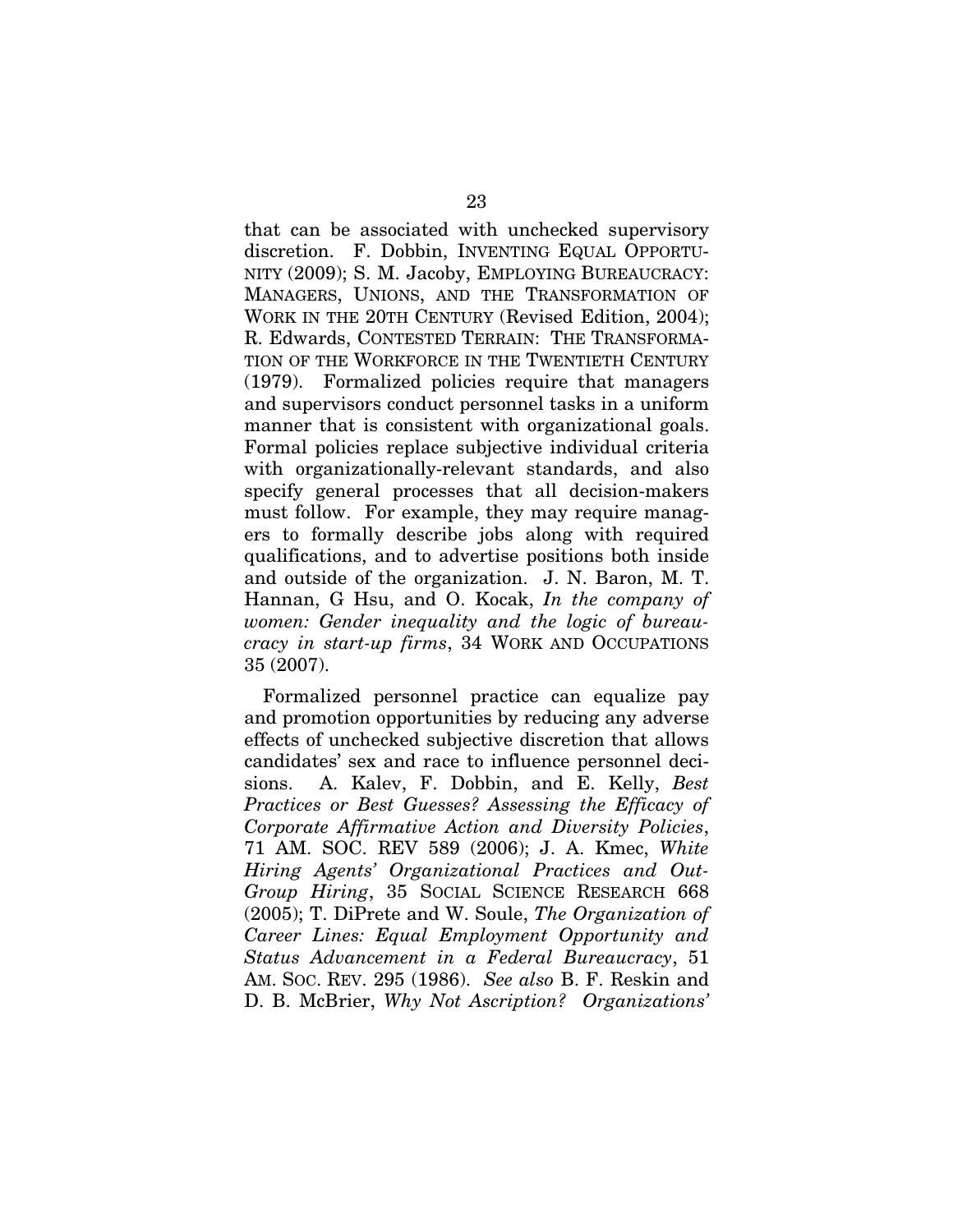that can be associated with unchecked supervisory discretion. F. Dobbin, INVENTING EQUAL OPPORTUNITY (2009); S. M. Jacoby, EMPLOYING BUREAUCRACY: MANAGERS, UNIONS, AND THE TRANSFORMATION OF WORK IN THE 20TH CENTURY (Revised Edition, 2004); R. Edwards, CONTESTED TERRAIN: THE TRANSFORMATION OF THE WORKFORCE IN THE TWENTIETH CENTURY (1979). Formalized policies require that managers and supervisors conduct personnel tasks in a uniform manner that is consistent with organizational goals. Formal policies replace subjective individual criteria with organizationally-relevant standards, and also specify general processes that all decision-makers must follow. For example, they may require managers to formally describe jobs along with required qualifications, and to advertise positions both inside and outside of the organization. J. N. Baron, M. T. Hannan, G Hsu, and O. Kocak, *In the company of women: Gender inequality and the logic of bureaucracy in start-up firms*, 34 WORK AND OCCUPATIONS 35 (2007).

Formalized personnel practice can equalize pay and promotion opportunities by reducing any adverse effects of unchecked subjective discretion that allows candidates' sex and race to influence personnel decisions. A. Kalev, F. Dobbin, and E. Kelly, *Best Practices or Best Guesses? Assessing the Efficacy of Corporate Affirmative Action and Diversity Policies*, 71 AM. SOC. REV 589 (2006); J. A. Kmec, *White Hiring Agents' Organizational Practices and Out-Group Hiring*, 35 SOCIAL SCIENCE RESEARCH 668 (2005); T. DiPrete and W. Soule, *The Organization of Career Lines: Equal Employment Opportunity and Status Advancement in a Federal Bureaucracy*, 51 AM. SOC. REV. 295 (1986). *See also* B. F. Reskin and D. B. McBrier, *Why Not Ascription? Organizations'*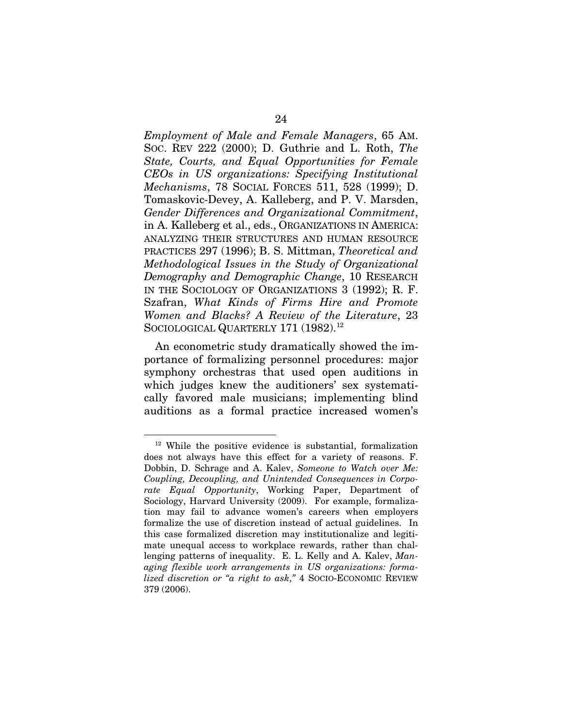*Employment of Male and Female Managers*, 65 AM. SOC. REV 222 (2000); D. Guthrie and L. Roth, *The State, Courts, and Equal Opportunities for Female CEOs in US organizations: Specifying Institutional Mechanisms*, 78 SOCIAL FORCES 511, 528 (1999); D. Tomaskovic-Devey, A. Kalleberg, and P. V. Marsden, *Gender Differences and Organizational Commitment*, in A. Kalleberg et al., eds., ORGANIZATIONS IN AMERICA: ANALYZING THEIR STRUCTURES AND HUMAN RESOURCE PRACTICES 297 (1996); B. S. Mittman, *Theoretical and Methodological Issues in the Study of Organizational Demography and Demographic Change*, 10 RESEARCH IN THE SOCIOLOGY OF ORGANIZATIONS 3 (1992); R. F. Szafran, *What Kinds of Firms Hire and Promote Women and Blacks? A Review of the Literature*, 23 SOCIOLOGICAL QUARTERLY 171 (1982).[12]

An econometric study dramatically showed the importance of formalizing personnel procedures: major symphony orchestras that used open auditions in which judges knew the auditioners' sex systematically favored male musicians; implementing blind auditions as a formal practice increased women's

---

[12] While the positive evidence is substantial, formalization does not always have this effect for a variety of reasons. F. Dobbin, D. Schrage and A. Kalev, *Someone to Watch over Me: Coupling, Decoupling, and Unintended Consequences in Corporate Equal Opportunity*, Working Paper, Department of Sociology, Harvard University (2009). For example, formalization may fail to advance women's careers when employers formalize the use of discretion instead of actual guidelines. In this case formalized discretion may institutionalize and legitimate unequal access to workplace rewards, rather than challenging patterns of inequality. E. L. Kelly and A. Kalev, *Managing flexible work arrangements in US organizations: formalized discretion or "a right to ask,"* 4 SOCIO-ECONOMIC REVIEW 379 (2006).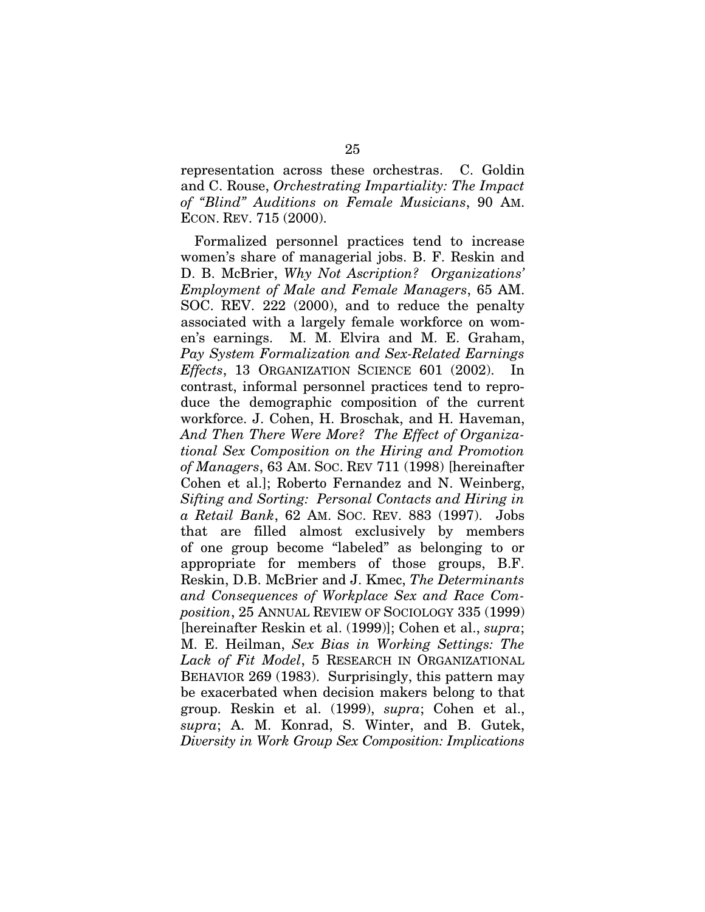representation across these orchestras. C. Goldin and C. Rouse, *Orchestrating Impartiality: The Impact of "Blind" Auditions on Female Musicians*, 90 AM. ECON. REV. 715 (2000).

Formalized personnel practices tend to increase women's share of managerial jobs. B. F. Reskin and D. B. McBrier, *Why Not Ascription? Organizations' Employment of Male and Female Managers*, 65 AM. SOC. REV. 222 (2000), and to reduce the penalty associated with a largely female workforce on women's earnings. M. M. Elvira and M. E. Graham, *Pay System Formalization and Sex-Related Earnings Effects*, 13 ORGANIZATION SCIENCE 601 (2002). In contrast, informal personnel practices tend to reproduce the demographic composition of the current workforce. J. Cohen, H. Broschak, and H. Haveman, *And Then There Were More? The Effect of Organizational Sex Composition on the Hiring and Promotion of Managers*, 63 AM. SOC. REV 711 (1998) [hereinafter Cohen et al.]; Roberto Fernandez and N. Weinberg, *Sifting and Sorting: Personal Contacts and Hiring in a Retail Bank*, 62 AM. SOC. REV. 883 (1997). Jobs that are filled almost exclusively by members of one group become "labeled" as belonging to or appropriate for members of those groups, B.F. Reskin, D.B. McBrier and J. Kmec, *The Determinants and Consequences of Workplace Sex and Race Composition*, 25 ANNUAL REVIEW OF SOCIOLOGY 335 (1999) [hereinafter Reskin et al. (1999)]; Cohen et al., *supra*; M. E. Heilman, *Sex Bias in Working Settings: The Lack of Fit Model*, 5 RESEARCH IN ORGANIZATIONAL BEHAVIOR 269 (1983). Surprisingly, this pattern may be exacerbated when decision makers belong to that group. Reskin et al. (1999), *supra*; Cohen et al., *supra*; A. M. Konrad, S. Winter, and B. Gutek, *Diversity in Work Group Sex Composition: Implications*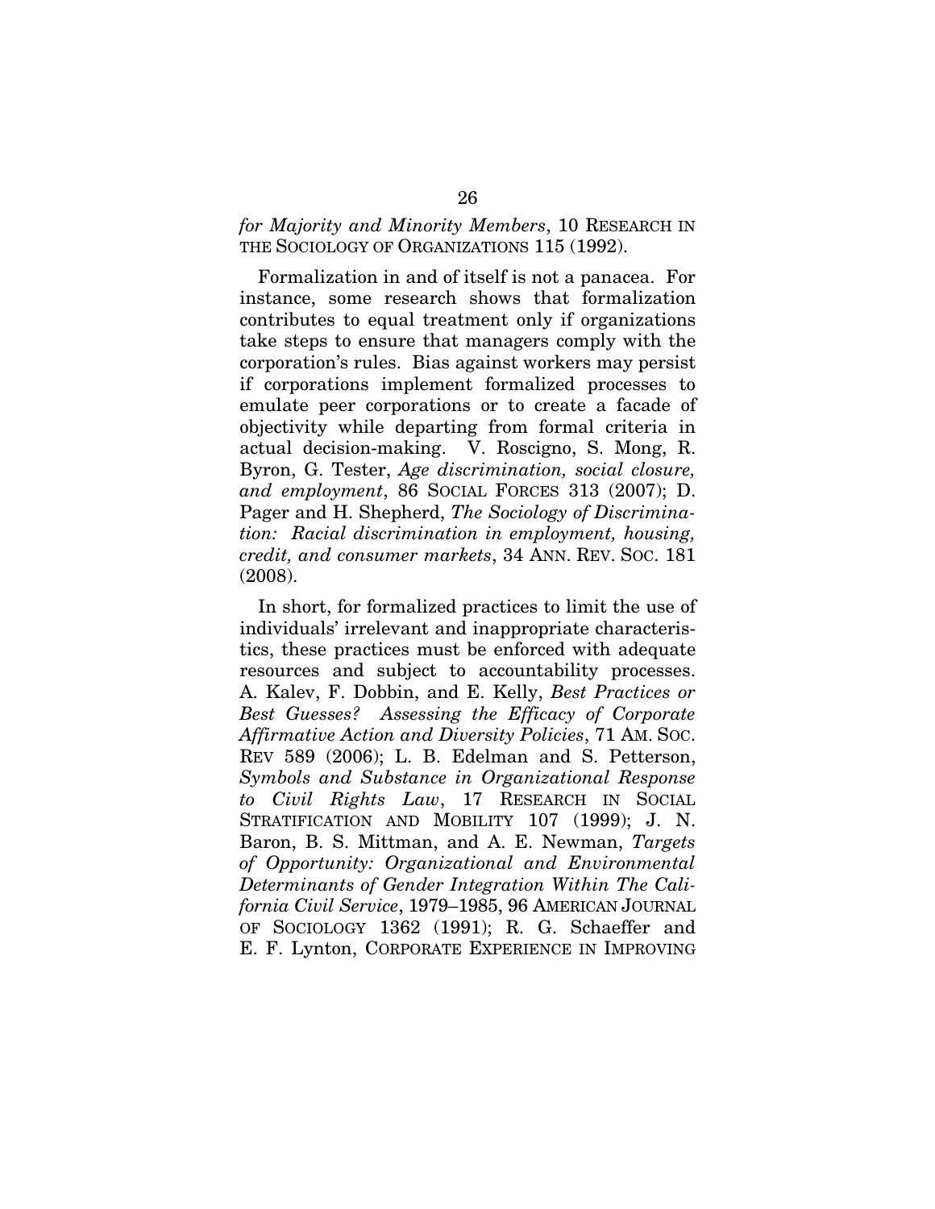*for Majority and Minority Members*, 10 RESEARCH IN THE SOCIOLOGY OF ORGANIZATIONS 115 (1992).

Formalization in and of itself is not a panacea. For instance, some research shows that formalization contributes to equal treatment only if organizations take steps to ensure that managers comply with the corporation's rules. Bias against workers may persist if corporations implement formalized processes to emulate peer corporations or to create a facade of objectivity while departing from formal criteria in actual decision-making. V. Roscigno, S. Mong, R. Byron, G. Tester, *Age discrimination, social closure, and employment*, 86 SOCIAL FORCES 313 (2007); D. Pager and H. Shepherd, *The Sociology of Discrimination: Racial discrimination in employment, housing, credit, and consumer markets*, 34 ANN. REV. SOC. 181 (2008).

In short, for formalized practices to limit the use of individuals' irrelevant and inappropriate characteristics, these practices must be enforced with adequate resources and subject to accountability processes. A. Kalev, F. Dobbin, and E. Kelly, *Best Practices or Best Guesses? Assessing the Efficacy of Corporate Affirmative Action and Diversity Policies*, 71 AM. SOC. REV 589 (2006); L. B. Edelman and S. Petterson, *Symbols and Substance in Organizational Response to Civil Rights Law*, 17 RESEARCH IN SOCIAL STRATIFICATION AND MOBILITY 107 (1999); J. N. Baron, B. S. Mittman, and A. E. Newman, *Targets of Opportunity: Organizational and Environmental Determinants of Gender Integration Within The California Civil Service*, 1979–1985, 96 AMERICAN JOURNAL OF SOCIOLOGY 1362 (1991); R. G. Schaeffer and E. F. Lynton, CORPORATE EXPERIENCE IN IMPROVING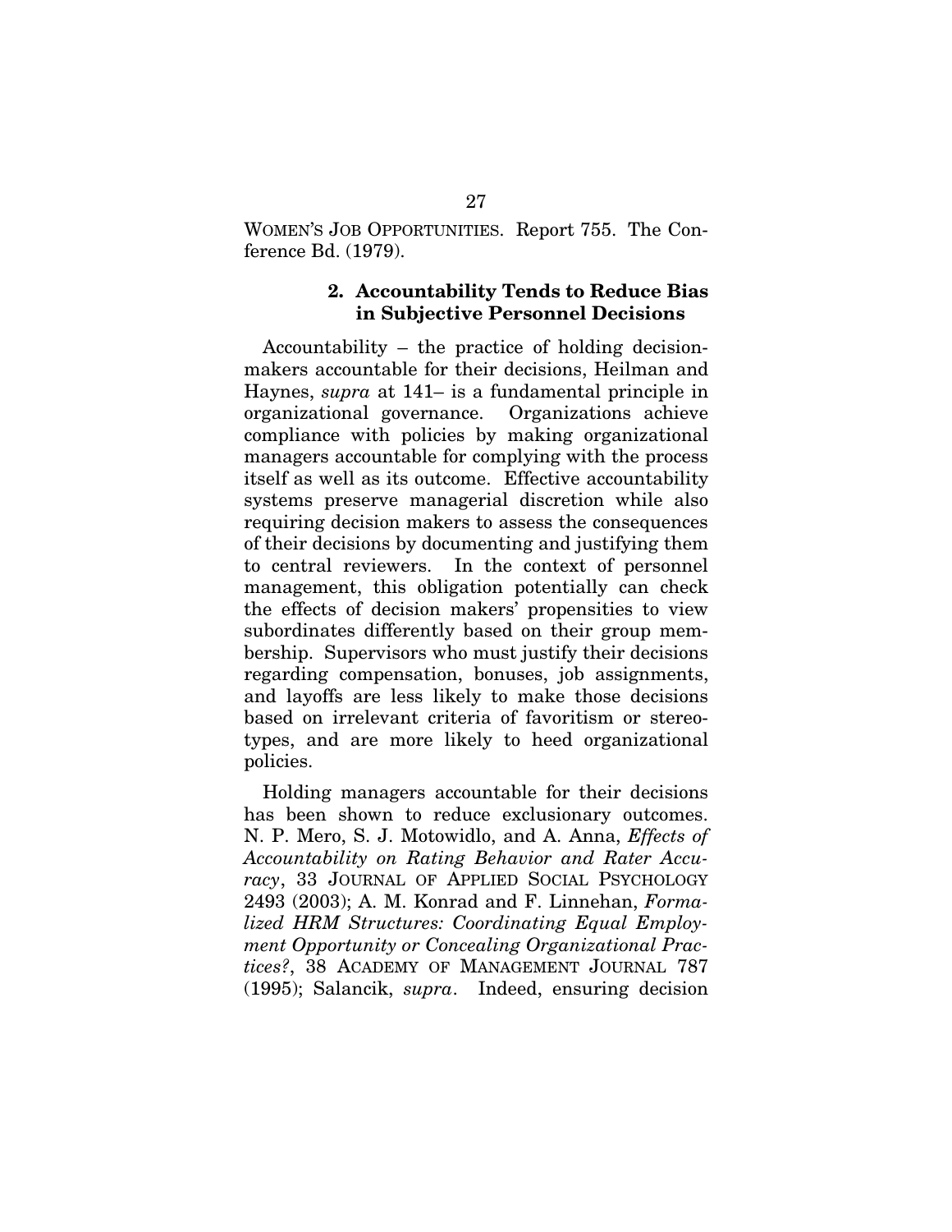WOMEN'S JOB OPPORTUNITIES. Report 755. The Conference Bd. (1979).

### 2. Accountability Tends to Reduce Bias in Subjective Personnel Decisions

Accountability – the practice of holding decision-makers accountable for their decisions, Heilman and Haynes, *supra* at 141– is a fundamental principle in organizational governance. Organizations achieve compliance with policies by making organizational managers accountable for complying with the process itself as well as its outcome. Effective accountability systems preserve managerial discretion while also requiring decision makers to assess the consequences of their decisions by documenting and justifying them to central reviewers. In the context of personnel management, this obligation potentially can check the effects of decision makers' propensities to view subordinates differently based on their group membership. Supervisors who must justify their decisions regarding compensation, bonuses, job assignments, and layoffs are less likely to make those decisions based on irrelevant criteria of favoritism or stereotypes, and are more likely to heed organizational policies.

Holding managers accountable for their decisions has been shown to reduce exclusionary outcomes. N. P. Mero, S. J. Motowidlo, and A. Anna, *Effects of Accountability on Rating Behavior and Rater Accuracy*, 33 JOURNAL OF APPLIED SOCIAL PSYCHOLOGY 2493 (2003); A. M. Konrad and F. Linnehan, *Formalized HRM Structures: Coordinating Equal Employment Opportunity or Concealing Organizational Practices?*, 38 ACADEMY OF MANAGEMENT JOURNAL 787 (1995); Salancik, *supra*. Indeed, ensuring decision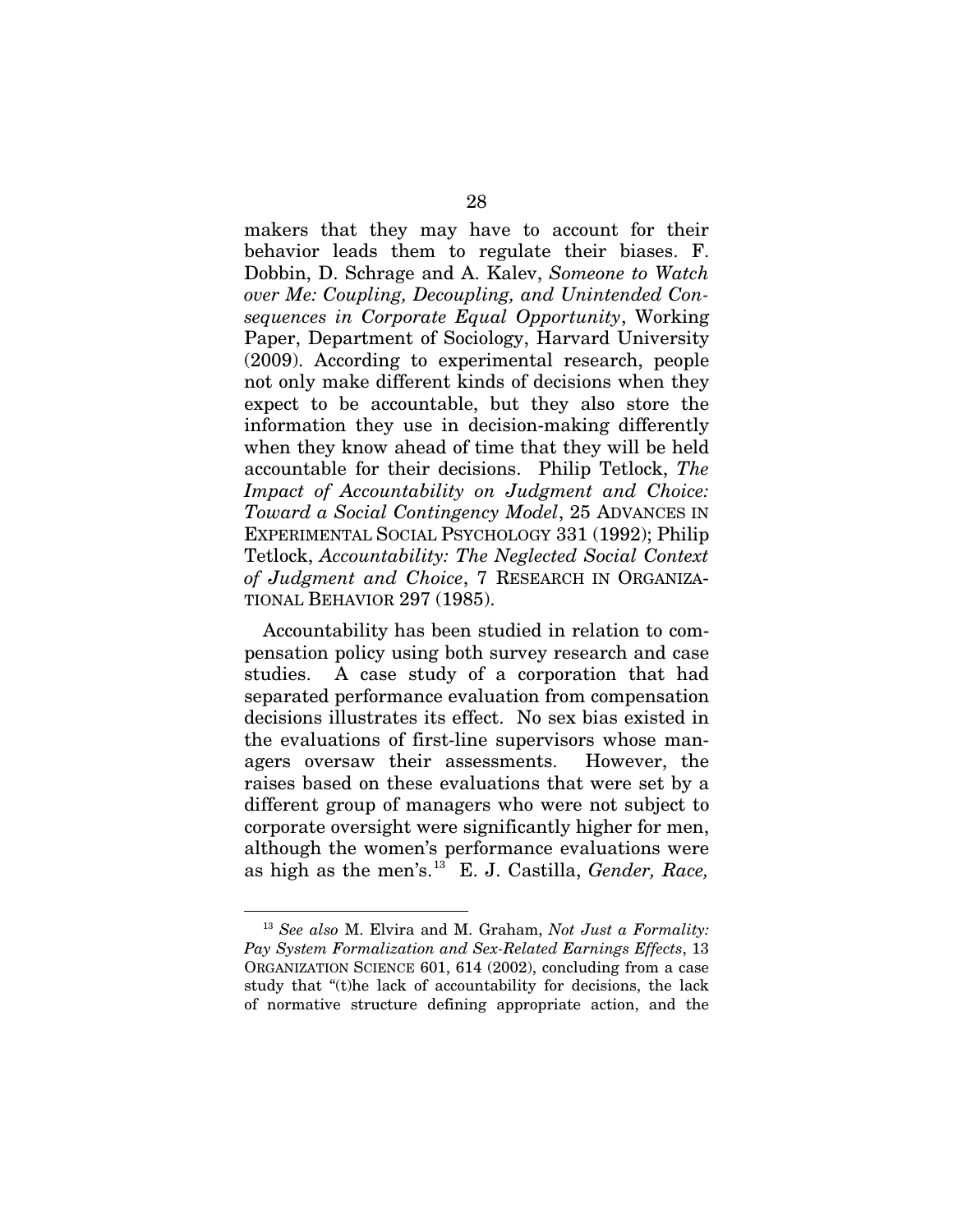makers that they may have to account for their behavior leads them to regulate their biases. F. Dobbin, D. Schrage and A. Kalev, *Someone to Watch over Me: Coupling, Decoupling, and Unintended Consequences in Corporate Equal Opportunity*, Working Paper, Department of Sociology, Harvard University (2009). According to experimental research, people not only make different kinds of decisions when they expect to be accountable, but they also store the information they use in decision-making differently when they know ahead of time that they will be held accountable for their decisions. Philip Tetlock, *The Impact of Accountability on Judgment and Choice: Toward a Social Contingency Model*, 25 ADVANCES IN EXPERIMENTAL SOCIAL PSYCHOLOGY 331 (1992); Philip Tetlock, *Accountability: The Neglected Social Context of Judgment and Choice*, 7 RESEARCH IN ORGANIZATIONAL BEHAVIOR 297 (1985).

Accountability has been studied in relation to compensation policy using both survey research and case studies. A case study of a corporation that had separated performance evaluation from compensation decisions illustrates its effect. No sex bias existed in the evaluations of first-line supervisors whose managers oversaw their assessments. However, the raises based on these evaluations that were set by a different group of managers who were not subject to corporate oversight were significantly higher for men, although the women's performance evaluations were as high as the men's.[13] E. J. Castilla, *Gender, Race,*

---

[13] *See also* M. Elvira and M. Graham, *Not Just a Formality: Pay System Formalization and Sex-Related Earnings Effects*, 13 ORGANIZATION SCIENCE 601, 614 (2002), concluding from a case study that "(t)he lack of accountability for decisions, the lack of normative structure defining appropriate action, and the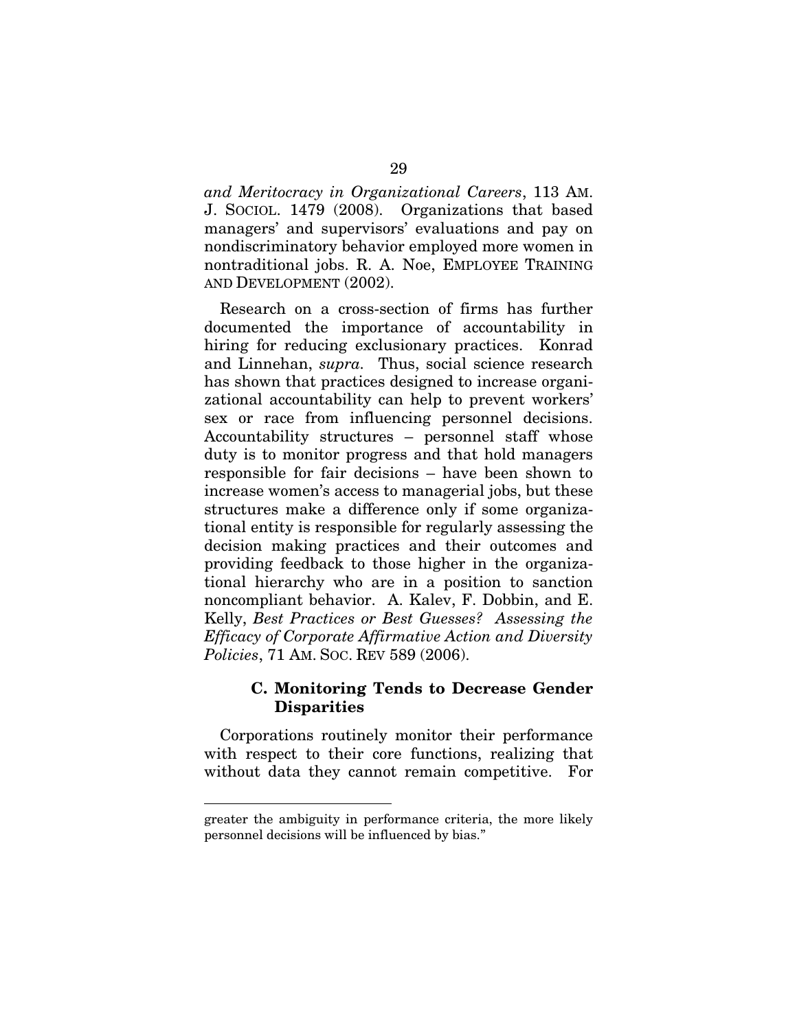*and Meritocracy in Organizational Careers*, 113 AM. J. SOCIOL. 1479 (2008). Organizations that based managers' and supervisors' evaluations and pay on nondiscriminatory behavior employed more women in nontraditional jobs. R. A. Noe, EMPLOYEE TRAINING AND DEVELOPMENT (2002).

Research on a cross-section of firms has further documented the importance of accountability in hiring for reducing exclusionary practices. Konrad and Linnehan, *supra*. Thus, social science research has shown that practices designed to increase organizational accountability can help to prevent workers' sex or race from influencing personnel decisions. Accountability structures – personnel staff whose duty is to monitor progress and that hold managers responsible for fair decisions – have been shown to increase women's access to managerial jobs, but these structures make a difference only if some organizational entity is responsible for regularly assessing the decision making practices and their outcomes and providing feedback to those higher in the organizational hierarchy who are in a position to sanction noncompliant behavior. A. Kalev, F. Dobbin, and E. Kelly, *Best Practices or Best Guesses? Assessing the Efficacy of Corporate Affirmative Action and Diversity Policies*, 71 AM. SOC. REV 589 (2006).

### C. Monitoring Tends to Decrease Gender Disparities

Corporations routinely monitor their performance with respect to their core functions, realizing that without data they cannot remain competitive. For

---

greater the ambiguity in performance criteria, the more likely personnel decisions will be influenced by bias."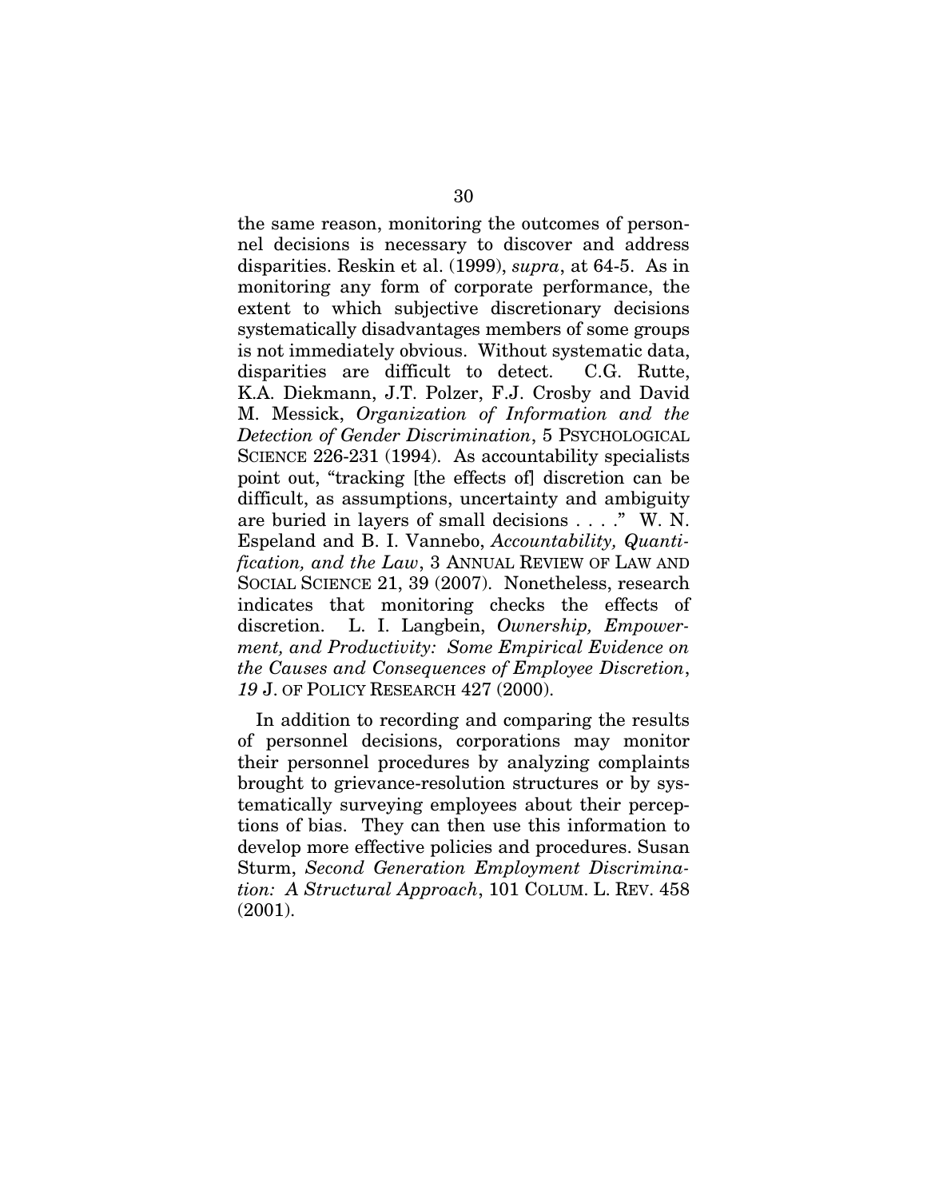the same reason, monitoring the outcomes of personnel decisions is necessary to discover and address disparities. Reskin et al. (1999), *supra*, at 64-5. As in monitoring any form of corporate performance, the extent to which subjective discretionary decisions systematically disadvantages members of some groups is not immediately obvious. Without systematic data, disparities are difficult to detect. C.G. Rutte, K.A. Diekmann, J.T. Polzer, F.J. Crosby and David M. Messick, *Organization of Information and the Detection of Gender Discrimination*, 5 PSYCHOLOGICAL SCIENCE 226-231 (1994). As accountability specialists point out, "tracking [the effects of] discretion can be difficult, as assumptions, uncertainty and ambiguity are buried in layers of small decisions . . . ." W. N. Espeland and B. I. Vannebo, *Accountability, Quantification, and the Law*, 3 ANNUAL REVIEW OF LAW AND SOCIAL SCIENCE 21, 39 (2007). Nonetheless, research indicates that monitoring checks the effects of discretion. L. I. Langbein, *Ownership, Empowerment, and Productivity: Some Empirical Evidence on the Causes and Consequences of Employee Discretion*, *19* J. OF POLICY RESEARCH 427 (2000).

In addition to recording and comparing the results of personnel decisions, corporations may monitor their personnel procedures by analyzing complaints brought to grievance-resolution structures or by systematically surveying employees about their perceptions of bias. They can then use this information to develop more effective policies and procedures. Susan Sturm, *Second Generation Employment Discrimination: A Structural Approach*, 101 COLUM. L. REV. 458 (2001).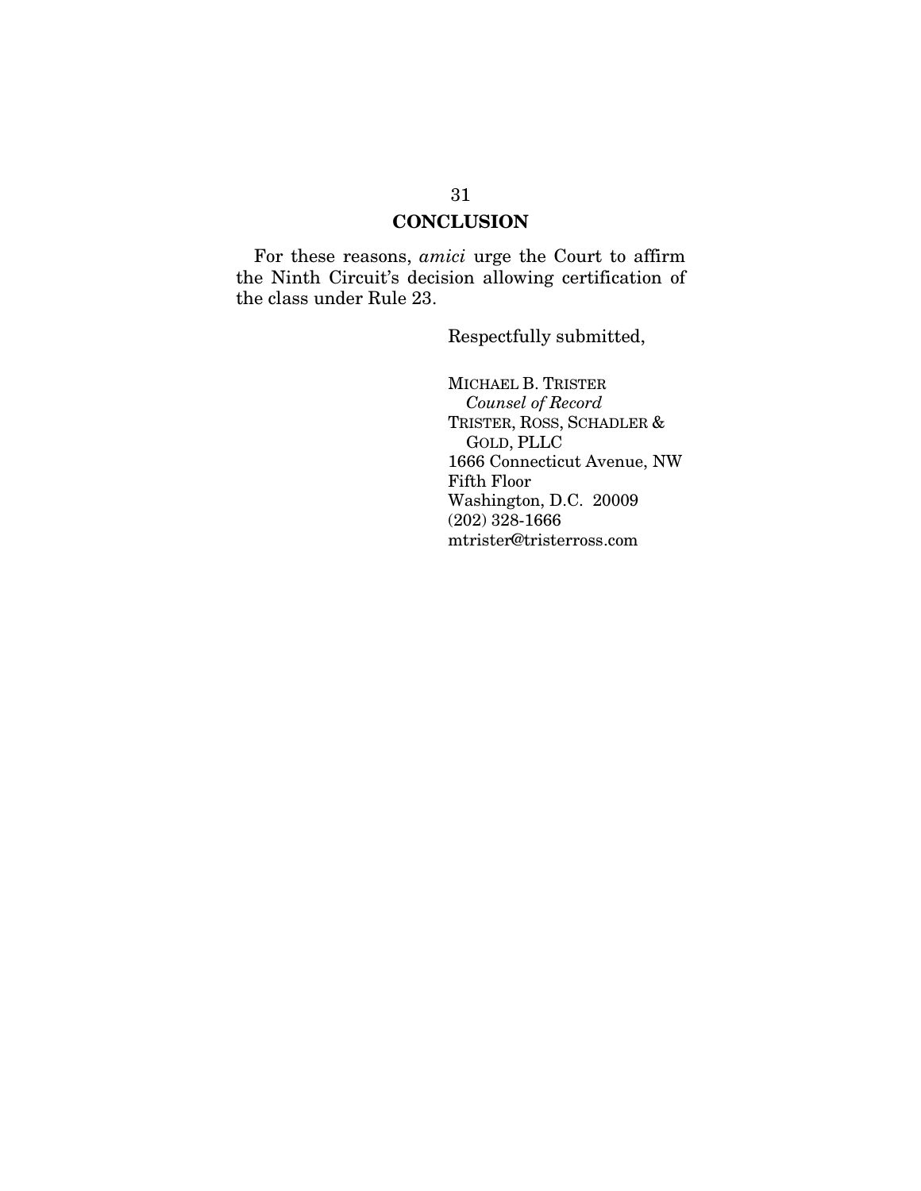## CONCLUSION

For these reasons, *amici* urge the Court to affirm the Ninth Circuit's decision allowing certification of the class under Rule 23.

Respectfully submitted,

MICHAEL B. TRISTER
*Counsel of Record*
TRISTER, ROSS, SCHADLER & GOLD, PLLC
1666 Connecticut Avenue, NW
Fifth Floor
Washington, D.C. 20009
(202) 328-1666
mtrister@tristerross.com